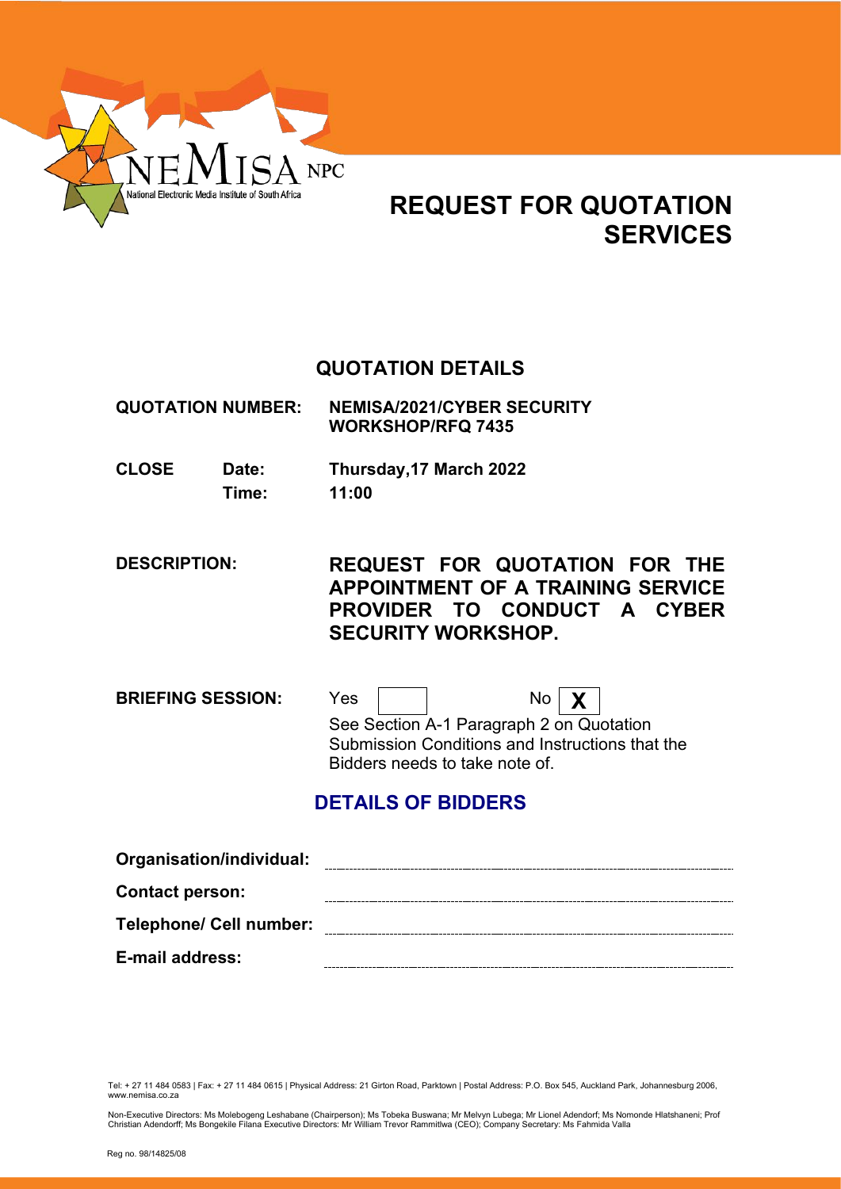NEMISA NPC
National Electronic Media Institute of South Africa

# REQUEST FOR QUOTATION SERVICES

## QUOTATION DETAILS

**QUOTATION NUMBER:** **NEMISA/2021/CYBER SECURITY WORKSHOP/RFQ 7435**

**CLOSE** **Date:** **Thursday,17 March 2022**

**Time:** **11:00**

**DESCRIPTION:** **REQUEST FOR QUOTATION FOR THE APPOINTMENT OF A TRAINING SERVICE PROVIDER TO CONDUCT A CYBER SECURITY WORKSHOP.**

**BRIEFING SESSION:** Yes [ ] No [X]

See Section A-1 Paragraph 2 on Quotation Submission Conditions and Instructions that the Bidders needs to take note of.

## DETAILS OF BIDDERS

**Organisation/individual:** ______________________________

**Contact person:** ______________________________

**Telephone/ Cell number:** ______________________________

**E-mail address:** ______________________________

Tel: + 27 11 484 0583 | Fax: + 27 11 484 0615 | Physical Address: 21 Girton Road, Parktown | Postal Address: P.O. Box 545, Auckland Park, Johannesburg 2006, www.nemisa.co.za

Non-Executive Directors: Ms Molebogeng Leshabane (Chairperson); Ms Tobeka Buswana; Mr Melvyn Lubega; Mr Lionel Adendorf; Ms Nomonde Hlatshaneni; Prof Christian Adendorff; Ms Bongekile Filana Executive Directors: Mr William Trevor Rammitlwa (CEO); Company Secretary: Ms Fahmida Valla

Reg no. 98/14825/08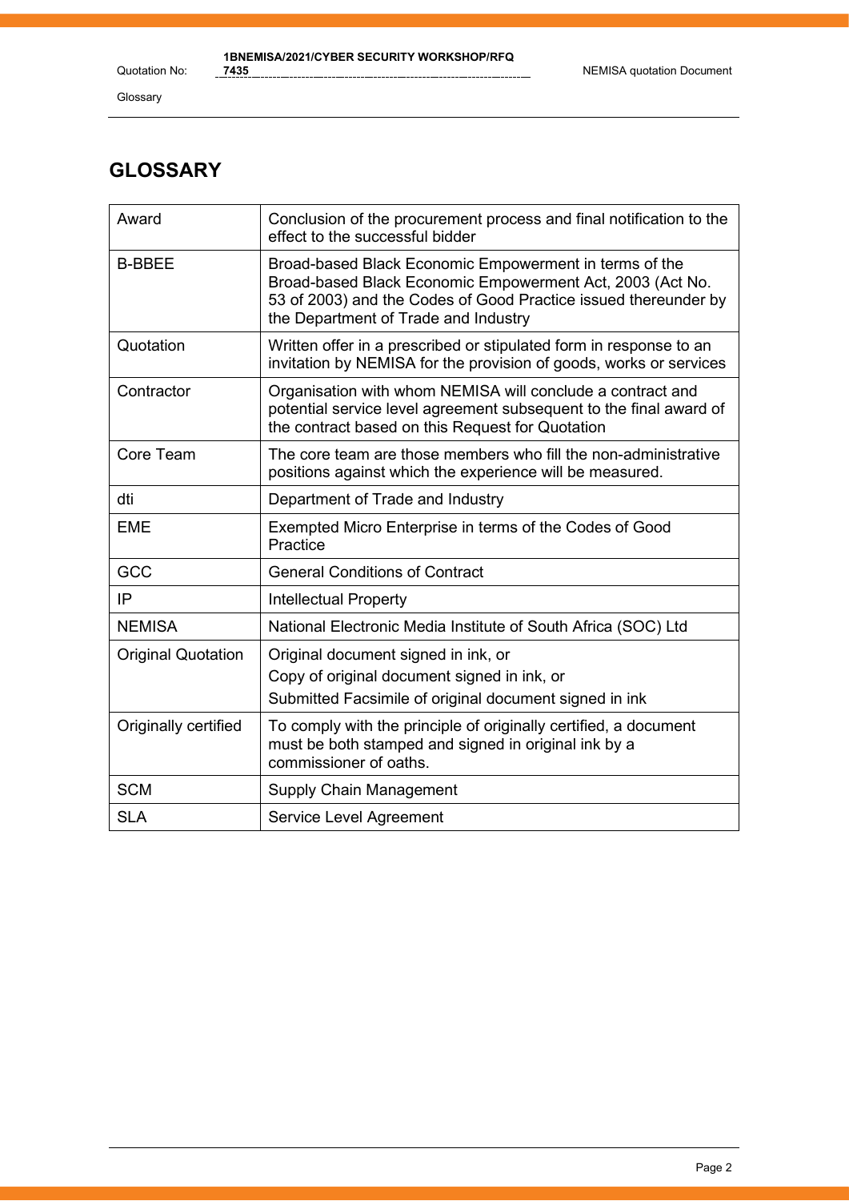# GLOSSARY

| | |
|---|---|
| Award | Conclusion of the procurement process and final notification to the effect to the successful bidder |
| B-BBEE | Broad-based Black Economic Empowerment in terms of the Broad-based Black Economic Empowerment Act, 2003 (Act No. 53 of 2003) and the Codes of Good Practice issued thereunder by the Department of Trade and Industry |
| Quotation | Written offer in a prescribed or stipulated form in response to an invitation by NEMISA for the provision of goods, works or services |
| Contractor | Organisation with whom NEMISA will conclude a contract and potential service level agreement subsequent to the final award of the contract based on this Request for Quotation |
| Core Team | The core team are those members who fill the non-administrative positions against which the experience will be measured. |
| dti | Department of Trade and Industry |
| EME | Exempted Micro Enterprise in terms of the Codes of Good Practice |
| GCC | General Conditions of Contract |
| IP | Intellectual Property |
| NEMISA | National Electronic Media Institute of South Africa (SOC) Ltd |
| Original Quotation | Original document signed in ink, or<br>Copy of original document signed in ink, or<br>Submitted Facsimile of original document signed in ink |
| Originally certified | To comply with the principle of originally certified, a document must be both stamped and signed in original ink by a commissioner of oaths. |
| SCM | Supply Chain Management |
| SLA | Service Level Agreement |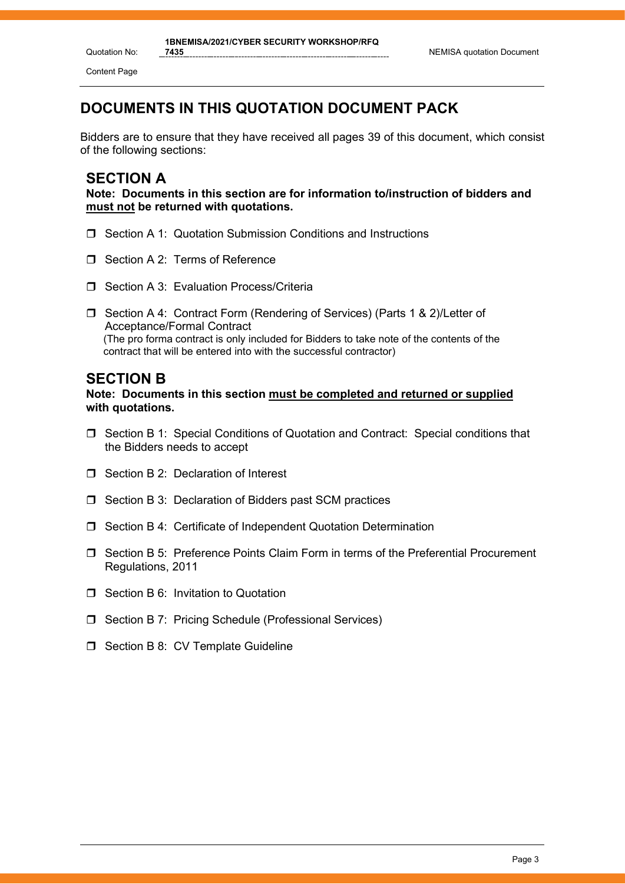# DOCUMENTS IN THIS QUOTATION DOCUMENT PACK

Bidders are to ensure that they have received all pages 39 of this document, which consist of the following sections:

## SECTION A

**Note: Documents in this section are for information to/instruction of bidders and <u>must not</u> be returned with quotations.**

- ❒ Section A 1: Quotation Submission Conditions and Instructions
- ❒ Section A 2: Terms of Reference
- ❒ Section A 3: Evaluation Process/Criteria
- ❒ Section A 4: Contract Form (Rendering of Services) (Parts 1 & 2)/Letter of Acceptance/Formal Contract
  (The pro forma contract is only included for Bidders to take note of the contents of the contract that will be entered into with the successful contractor)

## SECTION B

**Note: Documents in this section <u>must be completed and returned or supplied</u> with quotations.**

- ❒ Section B 1: Special Conditions of Quotation and Contract: Special conditions that the Bidders needs to accept
- ❒ Section B 2: Declaration of Interest
- ❒ Section B 3: Declaration of Bidders past SCM practices
- ❒ Section B 4: Certificate of Independent Quotation Determination
- ❒ Section B 5: Preference Points Claim Form in terms of the Preferential Procurement Regulations, 2011
- ❒ Section B 6: Invitation to Quotation
- ❒ Section B 7: Pricing Schedule (Professional Services)
- ❒ Section B 8: CV Template Guideline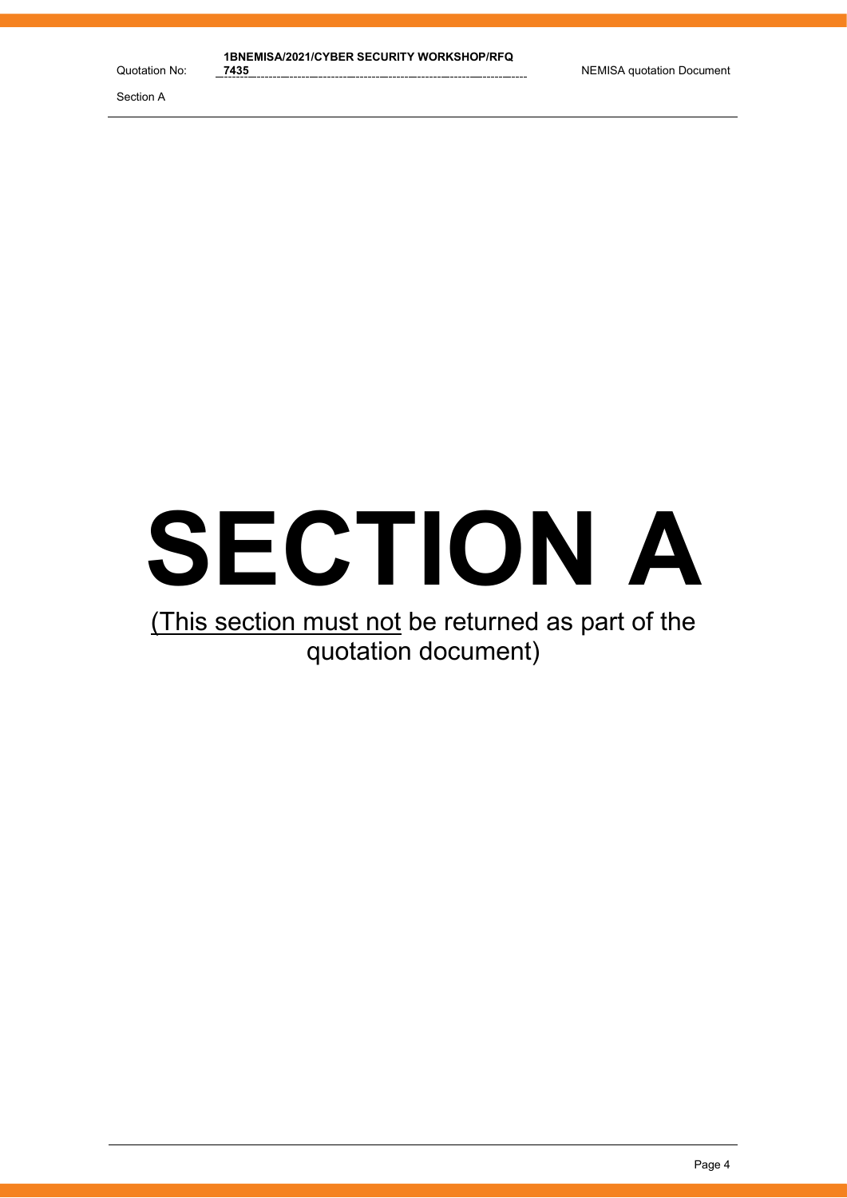# SECTION A

(This section must not be returned as part of the quotation document)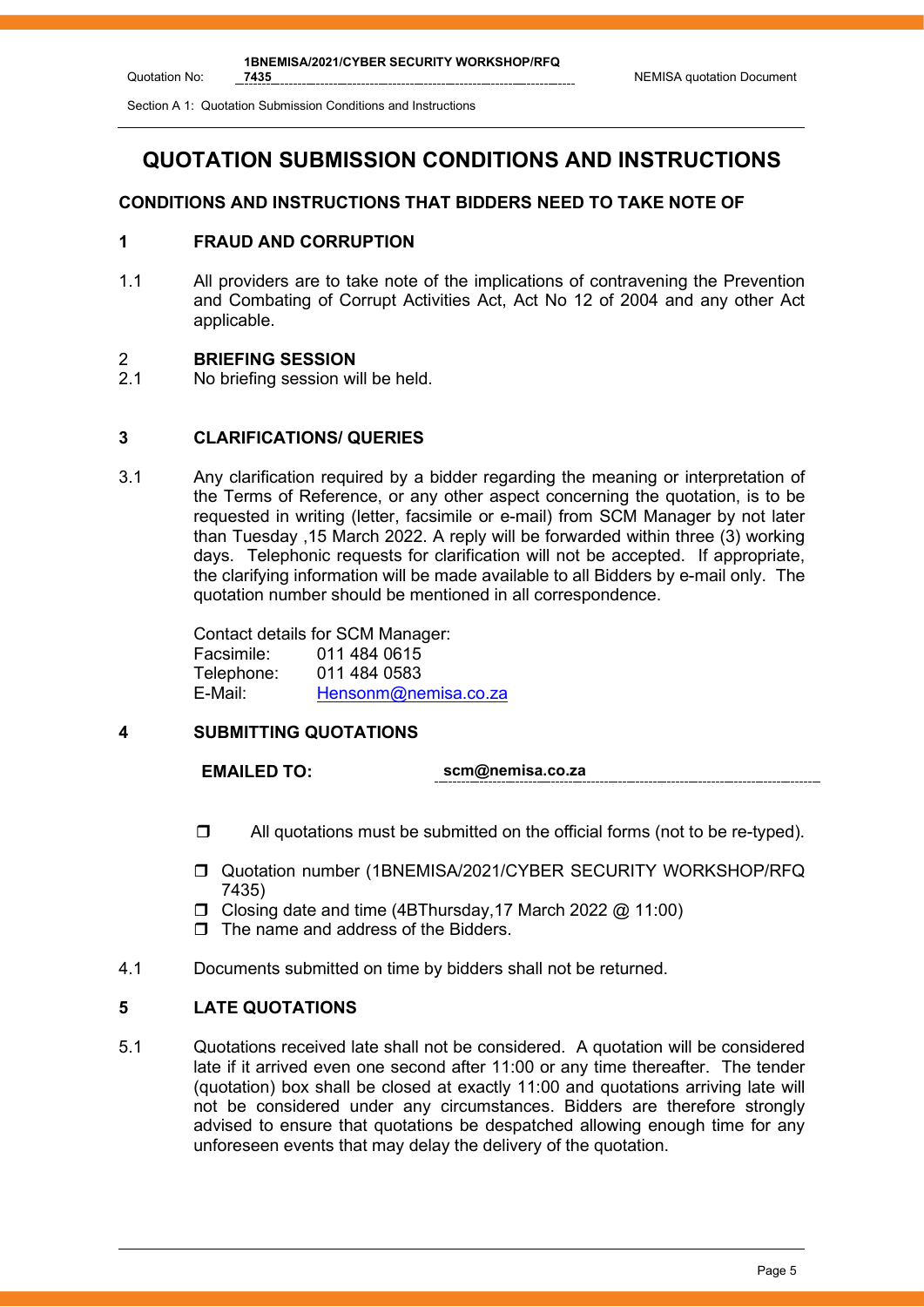# QUOTATION SUBMISSION CONDITIONS AND INSTRUCTIONS

## CONDITIONS AND INSTRUCTIONS THAT BIDDERS NEED TO TAKE NOTE OF

### 1 FRAUD AND CORRUPTION

1.1 All providers are to take note of the implications of contravening the Prevention and Combating of Corrupt Activities Act, Act No 12 of 2004 and any other Act applicable.

### 2 BRIEFING SESSION

2.1 No briefing session will be held.

### 3 CLARIFICATIONS/ QUERIES

3.1 Any clarification required by a bidder regarding the meaning or interpretation of the Terms of Reference, or any other aspect concerning the quotation, is to be requested in writing (letter, facsimile or e-mail) from SCM Manager by not later than Tuesday ,15 March 2022. A reply will be forwarded within three (3) working days. Telephonic requests for clarification will not be accepted. If appropriate, the clarifying information will be made available to all Bidders by e-mail only. The quotation number should be mentioned in all correspondence.

Contact details for SCM Manager:
Facsimile: 011 484 0615
Telephone: 011 484 0583
E-Mail: Hensonm@nemisa.co.za

### 4 SUBMITTING QUOTATIONS

**EMAILED TO:** **scm@nemisa.co.za**

- ❒ All quotations must be submitted on the official forms (not to be re-typed).
- ❒ Quotation number (1BNEMISA/2021/CYBER SECURITY WORKSHOP/RFQ 7435)
- ❒ Closing date and time (4BThursday,17 March 2022 @ 11:00)
- ❒ The name and address of the Bidders.

4.1 Documents submitted on time by bidders shall not be returned.

### 5 LATE QUOTATIONS

5.1 Quotations received late shall not be considered. A quotation will be considered late if it arrived even one second after 11:00 or any time thereafter. The tender (quotation) box shall be closed at exactly 11:00 and quotations arriving late will not be considered under any circumstances. Bidders are therefore strongly advised to ensure that quotations be despatched allowing enough time for any unforeseen events that may delay the delivery of the quotation.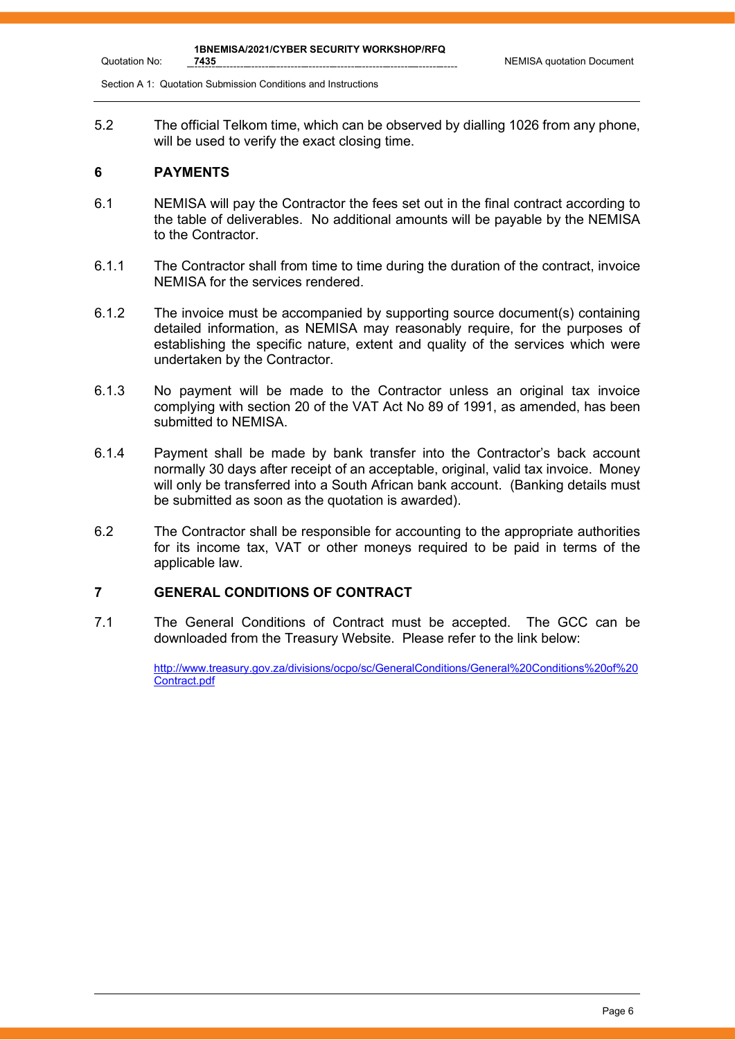5.2 The official Telkom time, which can be observed by dialling 1026 from any phone, will be used to verify the exact closing time.

## 6 PAYMENTS

6.1 NEMISA will pay the Contractor the fees set out in the final contract according to the table of deliverables. No additional amounts will be payable by the NEMISA to the Contractor.

6.1.1 The Contractor shall from time to time during the duration of the contract, invoice NEMISA for the services rendered.

6.1.2 The invoice must be accompanied by supporting source document(s) containing detailed information, as NEMISA may reasonably require, for the purposes of establishing the specific nature, extent and quality of the services which were undertaken by the Contractor.

6.1.3 No payment will be made to the Contractor unless an original tax invoice complying with section 20 of the VAT Act No 89 of 1991, as amended, has been submitted to NEMISA.

6.1.4 Payment shall be made by bank transfer into the Contractor's back account normally 30 days after receipt of an acceptable, original, valid tax invoice. Money will only be transferred into a South African bank account. (Banking details must be submitted as soon as the quotation is awarded).

6.2 The Contractor shall be responsible for accounting to the appropriate authorities for its income tax, VAT or other moneys required to be paid in terms of the applicable law.

## 7 GENERAL CONDITIONS OF CONTRACT

7.1 The General Conditions of Contract must be accepted. The GCC can be downloaded from the Treasury Website. Please refer to the link below:

http://www.treasury.gov.za/divisions/ocpo/sc/GeneralConditions/General%20Conditions%20of%20Contract.pdf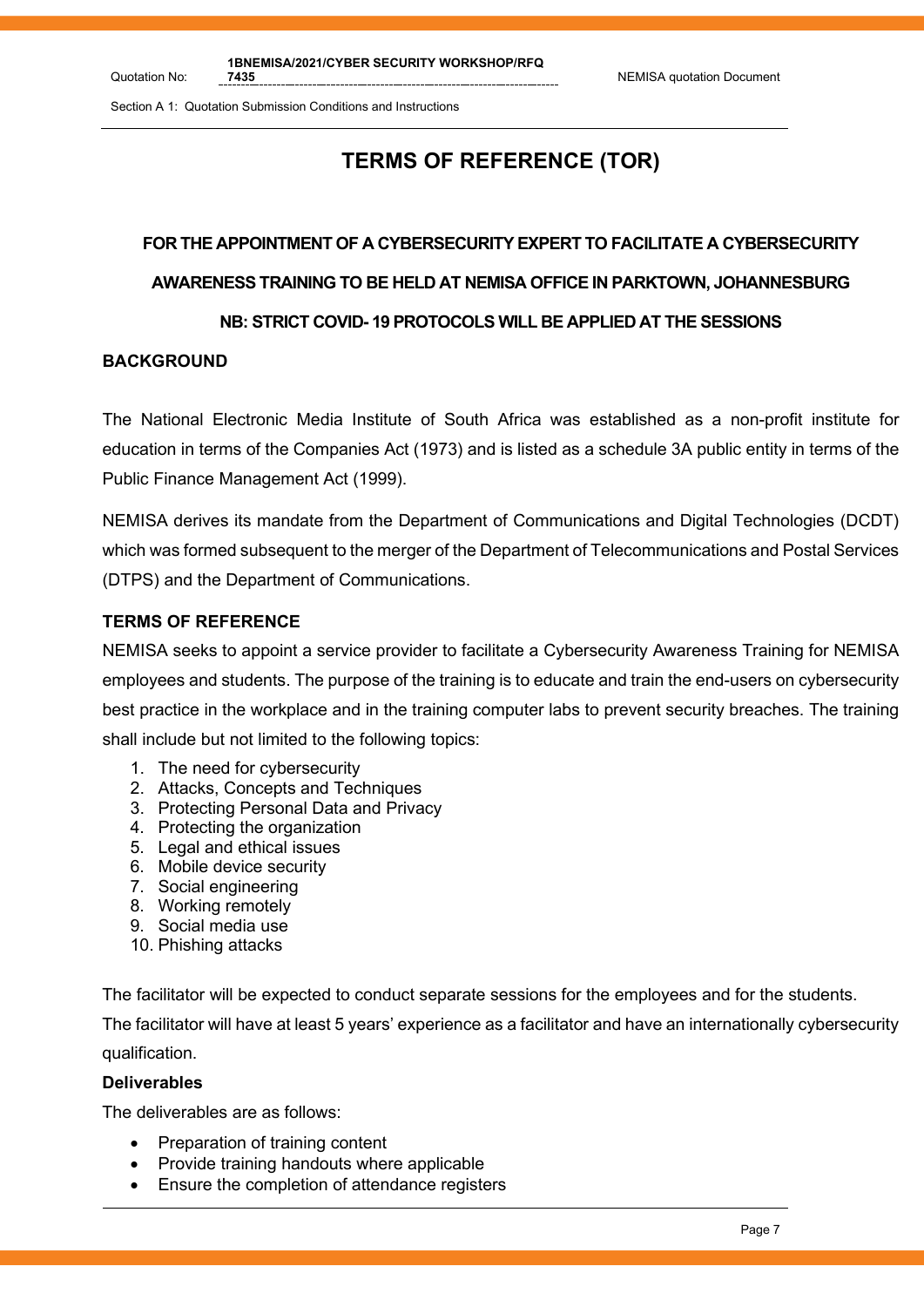# TERMS OF REFERENCE (TOR)

## FOR THE APPOINTMENT OF A CYBERSECURITY EXPERT TO FACILITATE A CYBERSECURITY AWARENESS TRAINING TO BE HELD AT NEMISA OFFICE IN PARKTOWN, JOHANNESBURG

## NB: STRICT COVID- 19 PROTOCOLS WILL BE APPLIED AT THE SESSIONS

### BACKGROUND

The National Electronic Media Institute of South Africa was established as a non-profit institute for education in terms of the Companies Act (1973) and is listed as a schedule 3A public entity in terms of the Public Finance Management Act (1999).

NEMISA derives its mandate from the Department of Communications and Digital Technologies (DCDT) which was formed subsequent to the merger of the Department of Telecommunications and Postal Services (DTPS) and the Department of Communications.

### TERMS OF REFERENCE

NEMISA seeks to appoint a service provider to facilitate a Cybersecurity Awareness Training for NEMISA employees and students. The purpose of the training is to educate and train the end-users on cybersecurity best practice in the workplace and in the training computer labs to prevent security breaches. The training shall include but not limited to the following topics:

1. The need for cybersecurity
2. Attacks, Concepts and Techniques
3. Protecting Personal Data and Privacy
4. Protecting the organization
5. Legal and ethical issues
6. Mobile device security
7. Social engineering
8. Working remotely
9. Social media use
10. Phishing attacks

The facilitator will be expected to conduct separate sessions for the employees and for the students. The facilitator will have at least 5 years' experience as a facilitator and have an internationally cybersecurity qualification.

**Deliverables**

The deliverables are as follows:

- Preparation of training content
- Provide training handouts where applicable
- Ensure the completion of attendance registers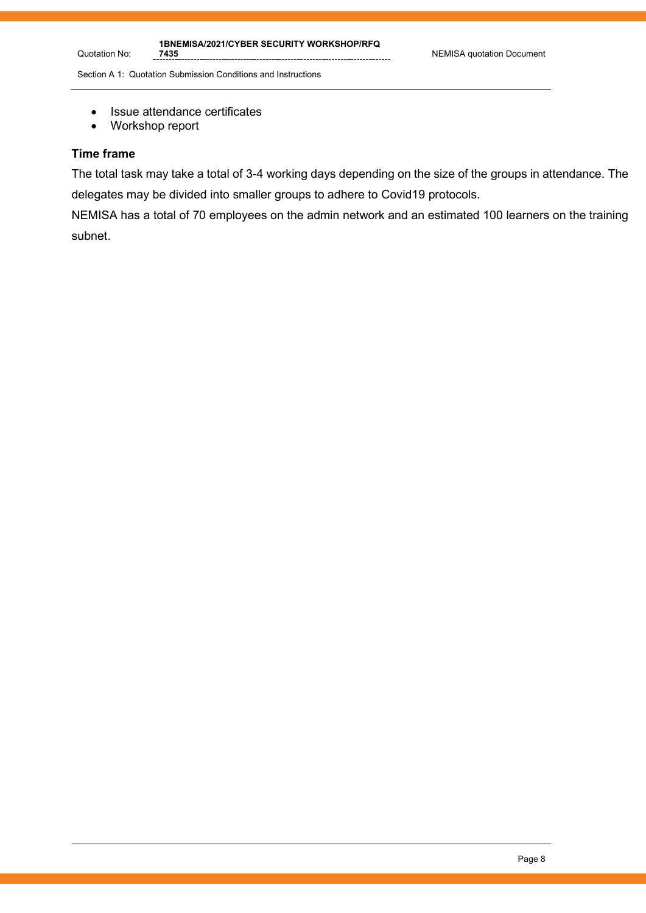- Issue attendance certificates
- Workshop report

**Time frame**

The total task may take a total of 3-4 working days depending on the size of the groups in attendance. The delegates may be divided into smaller groups to adhere to Covid19 protocols.

NEMISA has a total of 70 employees on the admin network and an estimated 100 learners on the training subnet.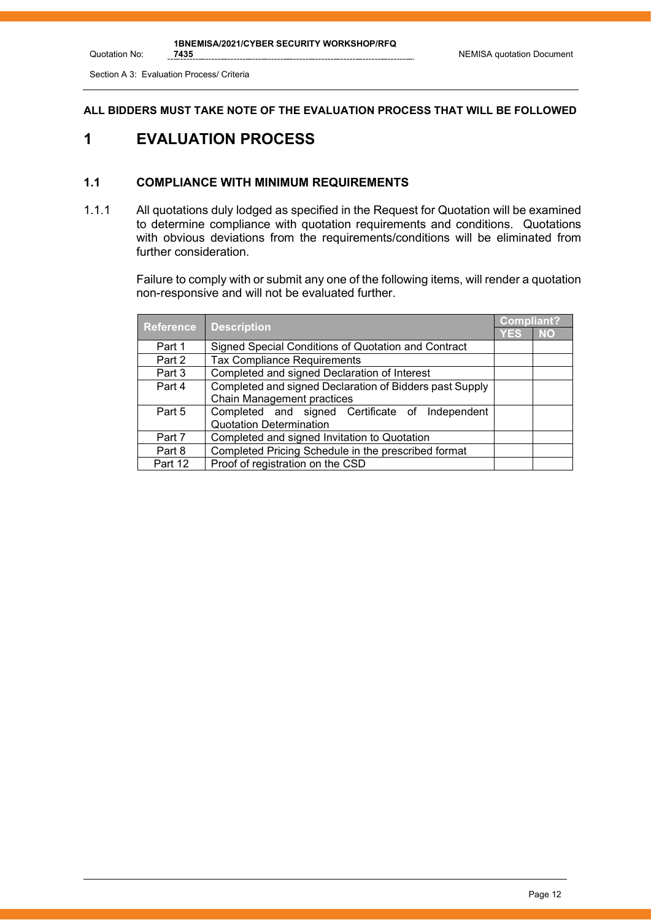**ALL BIDDERS MUST TAKE NOTE OF THE EVALUATION PROCESS THAT WILL BE FOLLOWED**

# 1 EVALUATION PROCESS

## 1.1 COMPLIANCE WITH MINIMUM REQUIREMENTS

1.1.1 All quotations duly lodged as specified in the Request for Quotation will be examined to determine compliance with quotation requirements and conditions. Quotations with obvious deviations from the requirements/conditions will be eliminated from further consideration.

Failure to comply with or submit any one of the following items, will render a quotation non-responsive and will not be evaluated further.

| Reference | Description | Compliant? | |
|---|---|---|---|
| | | YES | NO |
| Part 1 | Signed Special Conditions of Quotation and Contract | | |
| Part 2 | Tax Compliance Requirements | | |
| Part 3 | Completed and signed Declaration of Interest | | |
| Part 4 | Completed and signed Declaration of Bidders past Supply Chain Management practices | | |
| Part 5 | Completed and signed Certificate of Independent Quotation Determination | | |
| Part 7 | Completed and signed Invitation to Quotation | | |
| Part 8 | Completed Pricing Schedule in the prescribed format | | |
| Part 12 | Proof of registration on the CSD | | |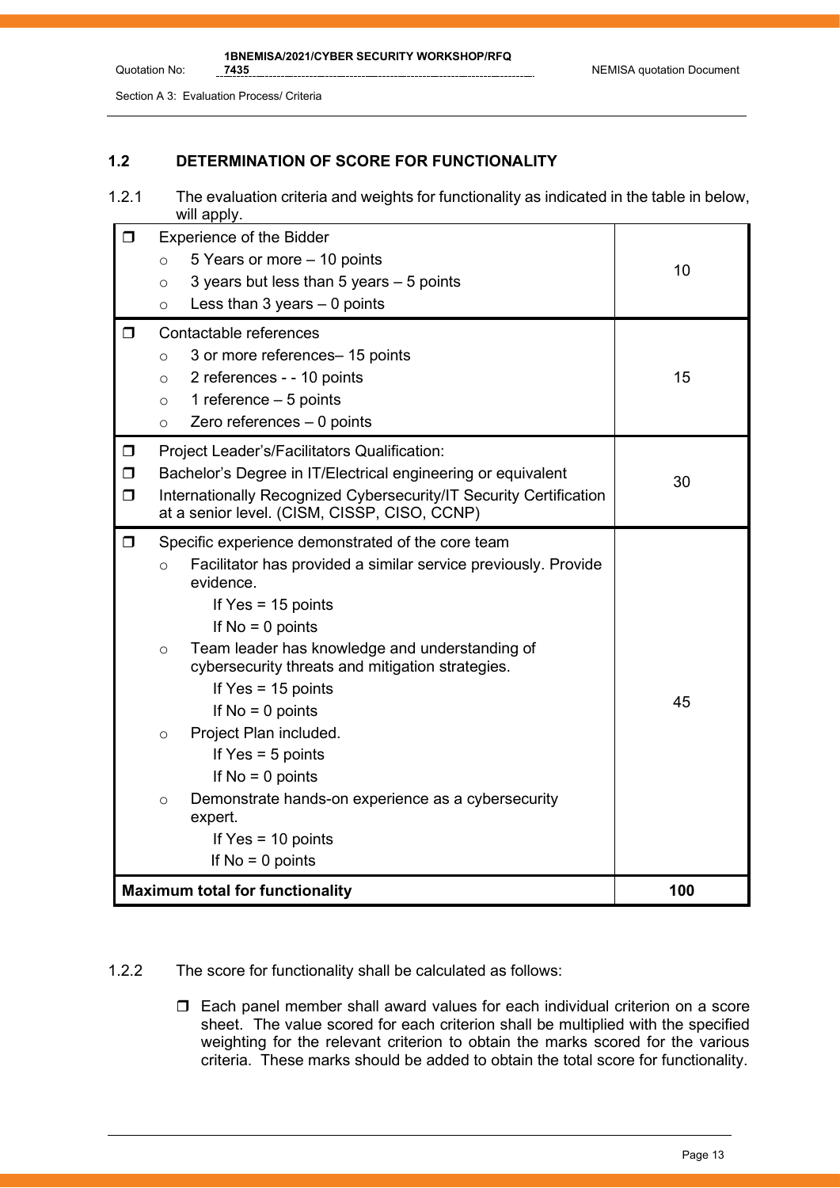## 1.2 DETERMINATION OF SCORE FOR FUNCTIONALITY

1.2.1 The evaluation criteria and weights for functionality as indicated in the table in below, will apply.

| Criteria | Weight |
|---|---|
| ❒ Experience of the Bidder<br>○ 5 Years or more – 10 points<br>○ 3 years but less than 5 years – 5 points<br>○ Less than 3 years – 0 points | 10 |
| ❒ Contactable references<br>○ 3 or more references– 15 points<br>○ 2 references - - 10 points<br>○ 1 reference – 5 points<br>○ Zero references – 0 points | 15 |
| ❒ Project Leader's/Facilitators Qualification:<br>❒ Bachelor's Degree in IT/Electrical engineering or equivalent<br>❒ Internationally Recognized Cybersecurity/IT Security Certification at a senior level. (CISM, CISSP, CISO, CCNP) | 30 |
| ❒ Specific experience demonstrated of the core team<br>○ Facilitator has provided a similar service previously. Provide evidence.<br>If Yes = 15 points<br>If No = 0 points<br>○ Team leader has knowledge and understanding of cybersecurity threats and mitigation strategies.<br>If Yes = 15 points<br>If No = 0 points<br>○ Project Plan included.<br>If Yes = 5 points<br>If No = 0 points<br>○ Demonstrate hands-on experience as a cybersecurity expert.<br>If Yes = 10 points<br>If No = 0 points | 45 |
| **Maximum total for functionality** | **100** |

1.2.2 The score for functionality shall be calculated as follows:

- ❒ Each panel member shall award values for each individual criterion on a score sheet. The value scored for each criterion shall be multiplied with the specified weighting for the relevant criterion to obtain the marks scored for the various criteria. These marks should be added to obtain the total score for functionality.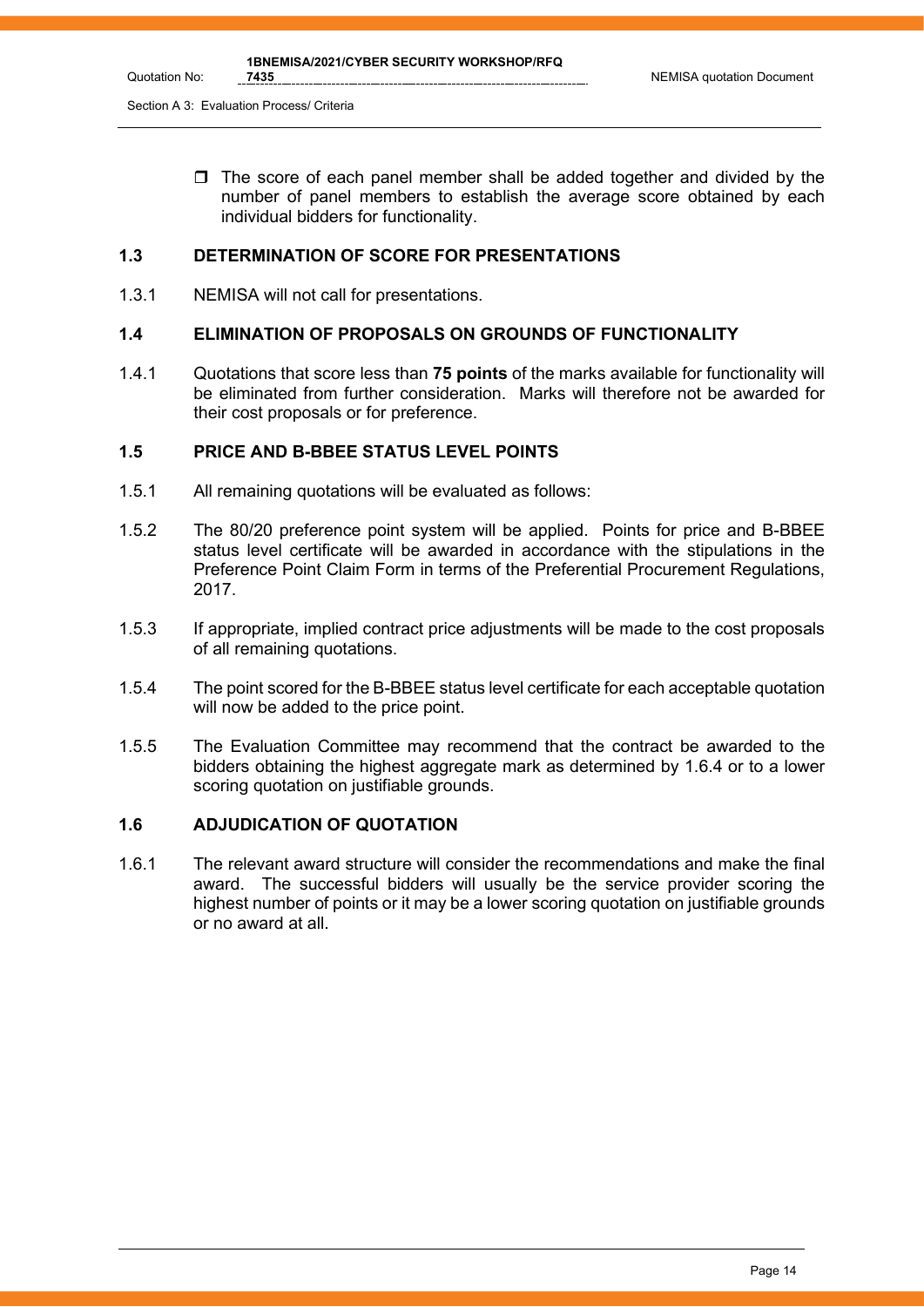- The score of each panel member shall be added together and divided by the number of panel members to establish the average score obtained by each individual bidders for functionality.

### 1.3 DETERMINATION OF SCORE FOR PRESENTATIONS

1.3.1 NEMISA will not call for presentations.

### 1.4 ELIMINATION OF PROPOSALS ON GROUNDS OF FUNCTIONALITY

1.4.1 Quotations that score less than **75 points** of the marks available for functionality will be eliminated from further consideration. Marks will therefore not be awarded for their cost proposals or for preference.

### 1.5 PRICE AND B-BBEE STATUS LEVEL POINTS

1.5.1 All remaining quotations will be evaluated as follows:

1.5.2 The 80/20 preference point system will be applied. Points for price and B-BBEE status level certificate will be awarded in accordance with the stipulations in the Preference Point Claim Form in terms of the Preferential Procurement Regulations, 2017.

1.5.3 If appropriate, implied contract price adjustments will be made to the cost proposals of all remaining quotations.

1.5.4 The point scored for the B-BBEE status level certificate for each acceptable quotation will now be added to the price point.

1.5.5 The Evaluation Committee may recommend that the contract be awarded to the bidders obtaining the highest aggregate mark as determined by 1.6.4 or to a lower scoring quotation on justifiable grounds.

### 1.6 ADJUDICATION OF QUOTATION

1.6.1 The relevant award structure will consider the recommendations and make the final award. The successful bidders will usually be the service provider scoring the highest number of points or it may be a lower scoring quotation on justifiable grounds or no award at all.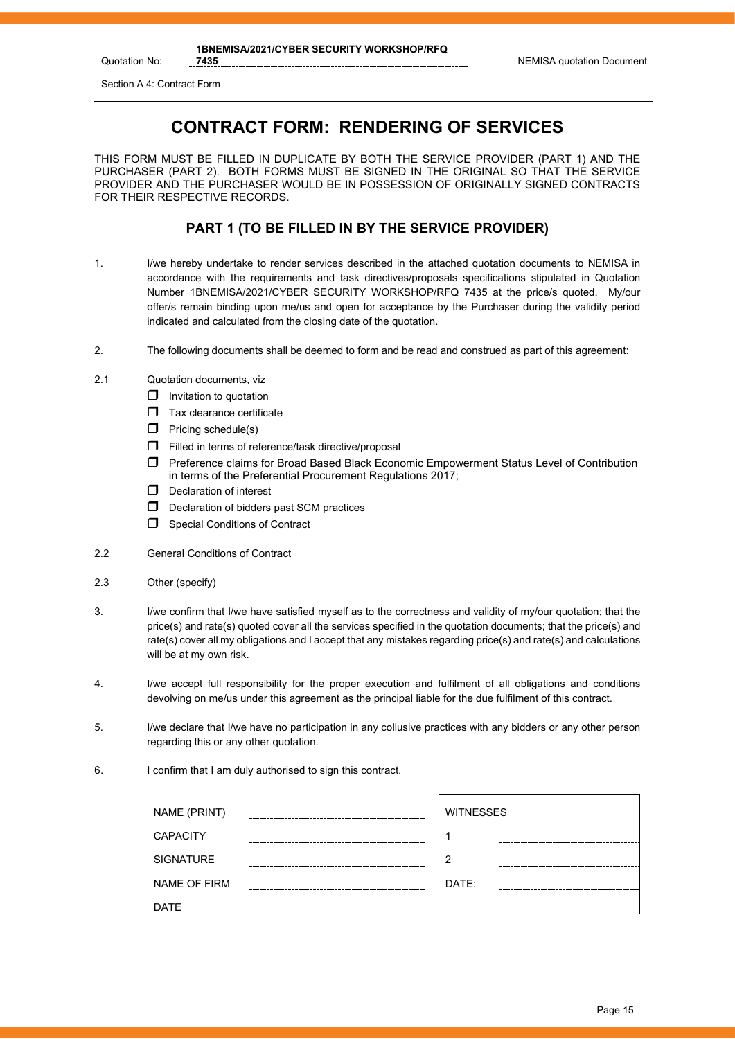# CONTRACT FORM: RENDERING OF SERVICES

THIS FORM MUST BE FILLED IN DUPLICATE BY BOTH THE SERVICE PROVIDER (PART 1) AND THE PURCHASER (PART 2). BOTH FORMS MUST BE SIGNED IN THE ORIGINAL SO THAT THE SERVICE PROVIDER AND THE PURCHASER WOULD BE IN POSSESSION OF ORIGINALLY SIGNED CONTRACTS FOR THEIR RESPECTIVE RECORDS.

## PART 1 (TO BE FILLED IN BY THE SERVICE PROVIDER)

1. I/we hereby undertake to render services described in the attached quotation documents to NEMISA in accordance with the requirements and task directives/proposals specifications stipulated in Quotation Number 1BNEMISA/2021/CYBER SECURITY WORKSHOP/RFQ 7435 at the price/s quoted. My/our offer/s remain binding upon me/us and open for acceptance by the Purchaser during the validity period indicated and calculated from the closing date of the quotation.

2. The following documents shall be deemed to form and be read and construed as part of this agreement:

2.1 Quotation documents, viz

- ☐ Invitation to quotation
- ☐ Tax clearance certificate
- ☐ Pricing schedule(s)
- ☐ Filled in terms of reference/task directive/proposal
- ☐ Preference claims for Broad Based Black Economic Empowerment Status Level of Contribution in terms of the Preferential Procurement Regulations 2017;
- ☐ Declaration of interest
- ☐ Declaration of bidders past SCM practices
- ☐ Special Conditions of Contract

2.2 General Conditions of Contract

2.3 Other (specify)

3. I/we confirm that I/we have satisfied myself as to the correctness and validity of my/our quotation; that the price(s) and rate(s) quoted cover all the services specified in the quotation documents; that the price(s) and rate(s) cover all my obligations and I accept that any mistakes regarding price(s) and rate(s) and calculations will be at my own risk.

4. I/we accept full responsibility for the proper execution and fulfilment of all obligations and conditions devolving on me/us under this agreement as the principal liable for the due fulfilment of this contract.

5. I/we declare that I/we have no participation in any collusive practices with any bidders or any other person regarding this or any other quotation.

6. I confirm that I am duly authorised to sign this contract.

| | | | |
|---|---|---|---|
| NAME (PRINT) | ................................ | WITNESSES | |
| CAPACITY | ................................ | 1 | ................................ |
| SIGNATURE | ................................ | 2 | ................................ |
| NAME OF FIRM | ................................ | DATE: | ................................ |
| DATE | ................................ | | |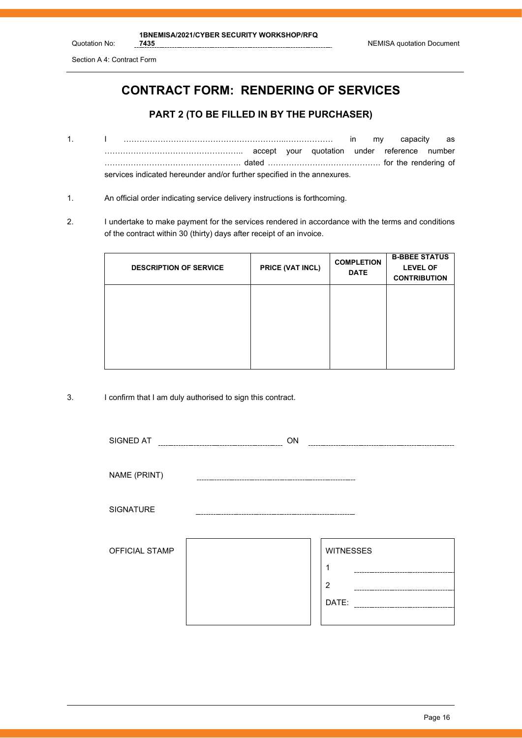# CONTRACT FORM: RENDERING OF SERVICES

## PART 2 (TO BE FILLED IN BY THE PURCHASER)

1. I ……………………………………………………..……………… in my capacity as …………………………………………….. accept your quotation under reference number ……………………………………………. dated ……………………………………. for the rendering of services indicated hereunder and/or further specified in the annexures.

1. An official order indicating service delivery instructions is forthcoming.

2. I undertake to make payment for the services rendered in accordance with the terms and conditions of the contract within 30 (thirty) days after receipt of an invoice.

| DESCRIPTION OF SERVICE | PRICE (VAT INCL) | COMPLETION DATE | B-BBEE STATUS LEVEL OF CONTRIBUTION |
|---|---|---|---|
| | | | |

3. I confirm that I am duly authorised to sign this contract.

SIGNED AT ………………………………… ON …………………………………

NAME (PRINT) …………………………………

SIGNATURE …………………………………

OFFICIAL STAMP

WITNESSES

1 …………………………………

2 …………………………………

DATE: …………………………………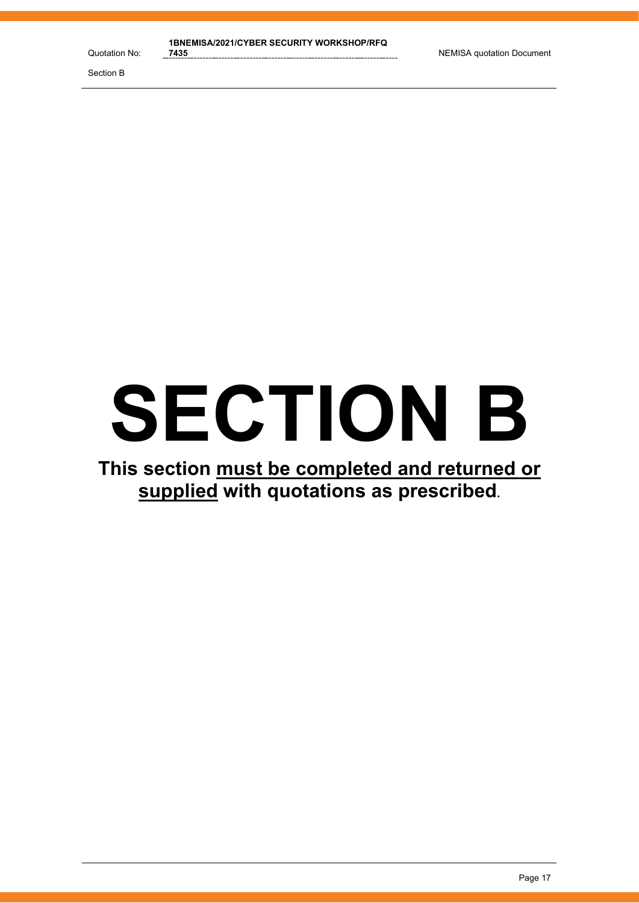# SECTION B

**This section must be completed and returned or supplied with quotations as prescribed.**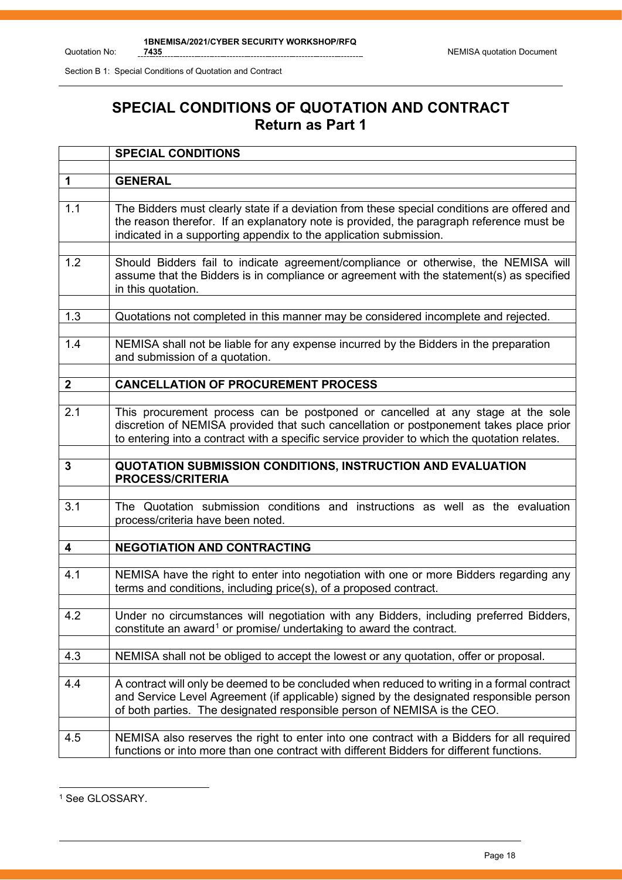# SPECIAL CONDITIONS OF QUOTATION AND CONTRACT

## Return as Part 1

| | SPECIAL CONDITIONS |
|---|---|
| **1** | **GENERAL** |
| 1.1 | The Bidders must clearly state if a deviation from these special conditions are offered and the reason therefor. If an explanatory note is provided, the paragraph reference must be indicated in a supporting appendix to the application submission. |
| 1.2 | Should Bidders fail to indicate agreement/compliance or otherwise, the NEMISA will assume that the Bidders is in compliance or agreement with the statement(s) as specified in this quotation. |
| 1.3 | Quotations not completed in this manner may be considered incomplete and rejected. |
| 1.4 | NEMISA shall not be liable for any expense incurred by the Bidders in the preparation and submission of a quotation. |
| **2** | **CANCELLATION OF PROCUREMENT PROCESS** |
| 2.1 | This procurement process can be postponed or cancelled at any stage at the sole discretion of NEMISA provided that such cancellation or postponement takes place prior to entering into a contract with a specific service provider to which the quotation relates. |
| **3** | **QUOTATION SUBMISSION CONDITIONS, INSTRUCTION AND EVALUATION PROCESS/CRITERIA** |
| 3.1 | The Quotation submission conditions and instructions as well as the evaluation process/criteria have been noted. |
| **4** | **NEGOTIATION AND CONTRACTING** |
| 4.1 | NEMISA have the right to enter into negotiation with one or more Bidders regarding any terms and conditions, including price(s), of a proposed contract. |
| 4.2 | Under no circumstances will negotiation with any Bidders, including preferred Bidders, constitute an award[1] or promise/ undertaking to award the contract. |
| 4.3 | NEMISA shall not be obliged to accept the lowest or any quotation, offer or proposal. |
| 4.4 | A contract will only be deemed to be concluded when reduced to writing in a formal contract and Service Level Agreement (if applicable) signed by the designated responsible person of both parties. The designated responsible person of NEMISA is the CEO. |
| 4.5 | NEMISA also reserves the right to enter into one contract with a Bidders for all required functions or into more than one contract with different Bidders for different functions. |

[1] See GLOSSARY.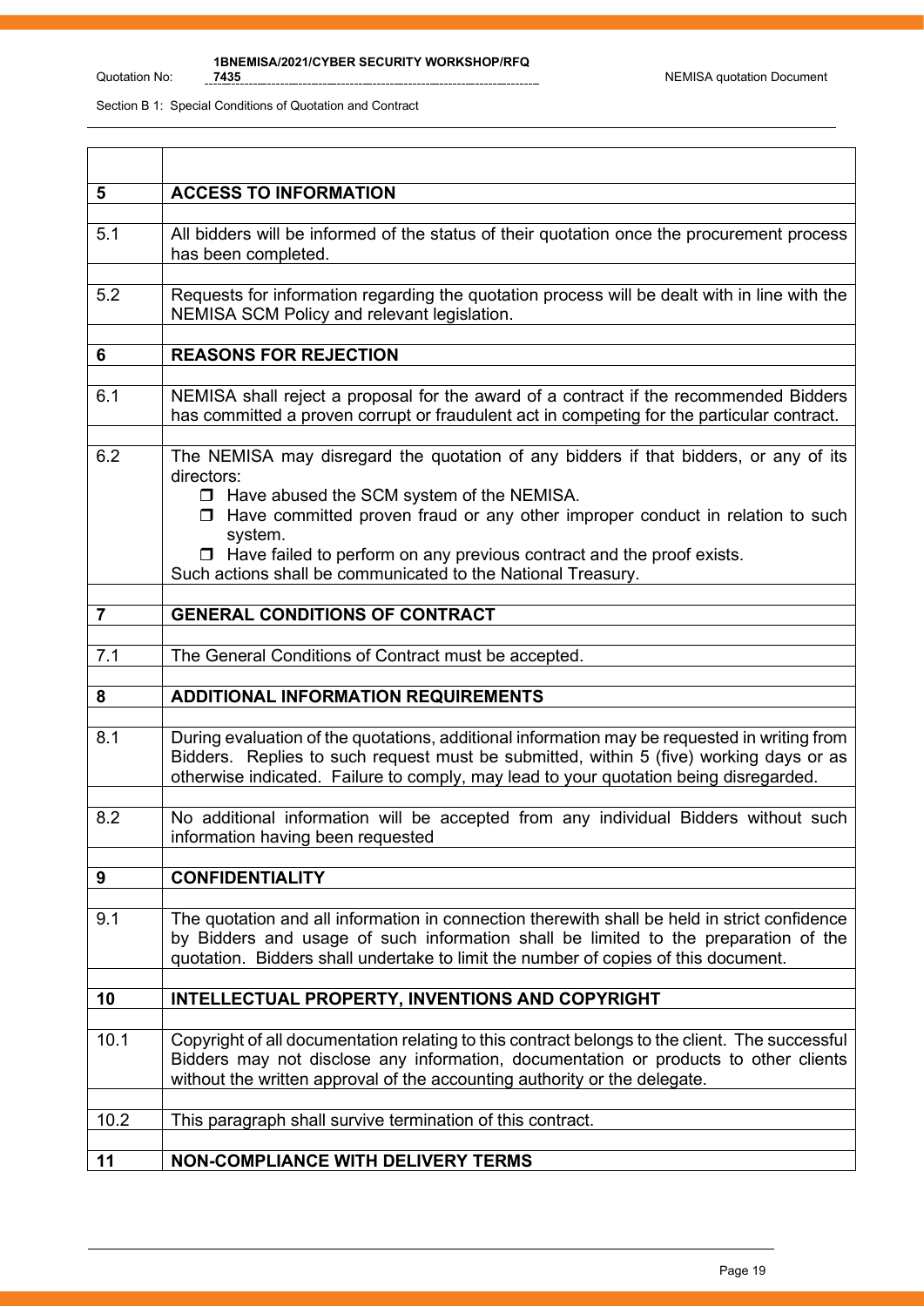Section B 1: Special Conditions of Quotation and Contract

| | |
|---|---|
| **5** | **ACCESS TO INFORMATION** |
| 5.1 | All bidders will be informed of the status of their quotation once the procurement process has been completed. |
| 5.2 | Requests for information regarding the quotation process will be dealt with in line with the NEMISA SCM Policy and relevant legislation. |
| **6** | **REASONS FOR REJECTION** |
| 6.1 | NEMISA shall reject a proposal for the award of a contract if the recommended Bidders has committed a proven corrupt or fraudulent act in competing for the particular contract. |
| 6.2 | The NEMISA may disregard the quotation of any bidders if that bidders, or any of its directors:<br>❒ Have abused the SCM system of the NEMISA.<br>❒ Have committed proven fraud or any other improper conduct in relation to such system.<br>❒ Have failed to perform on any previous contract and the proof exists.<br>Such actions shall be communicated to the National Treasury. |
| **7** | **GENERAL CONDITIONS OF CONTRACT** |
| 7.1 | The General Conditions of Contract must be accepted. |
| **8** | **ADDITIONAL INFORMATION REQUIREMENTS** |
| 8.1 | During evaluation of the quotations, additional information may be requested in writing from Bidders. Replies to such request must be submitted, within 5 (five) working days or as otherwise indicated. Failure to comply, may lead to your quotation being disregarded. |
| 8.2 | No additional information will be accepted from any individual Bidders without such information having been requested |
| **9** | **CONFIDENTIALITY** |
| 9.1 | The quotation and all information in connection therewith shall be held in strict confidence by Bidders and usage of such information shall be limited to the preparation of the quotation. Bidders shall undertake to limit the number of copies of this document. |
| **10** | **INTELLECTUAL PROPERTY, INVENTIONS AND COPYRIGHT** |
| 10.1 | Copyright of all documentation relating to this contract belongs to the client. The successful Bidders may not disclose any information, documentation or products to other clients without the written approval of the accounting authority or the delegate. |
| 10.2 | This paragraph shall survive termination of this contract. |
| **11** | **NON-COMPLIANCE WITH DELIVERY TERMS** |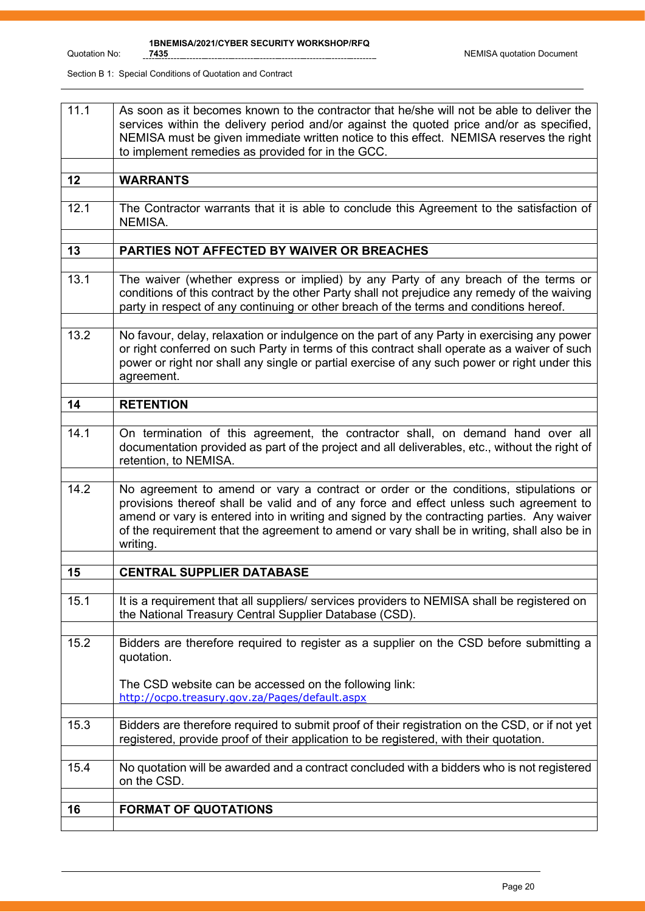| | |
|---|---|
| 11.1 | As soon as it becomes known to the contractor that he/she will not be able to deliver the services within the delivery period and/or against the quoted price and/or as specified, NEMISA must be given immediate written notice to this effect. NEMISA reserves the right to implement remedies as provided for in the GCC. |
| | |
| **12** | **WARRANTS** |
| | |
| 12.1 | The Contractor warrants that it is able to conclude this Agreement to the satisfaction of NEMISA. |
| | |
| **13** | **PARTIES NOT AFFECTED BY WAIVER OR BREACHES** |
| | |
| 13.1 | The waiver (whether express or implied) by any Party of any breach of the terms or conditions of this contract by the other Party shall not prejudice any remedy of the waiving party in respect of any continuing or other breach of the terms and conditions hereof. |
| | |
| 13.2 | No favour, delay, relaxation or indulgence on the part of any Party in exercising any power or right conferred on such Party in terms of this contract shall operate as a waiver of such power or right nor shall any single or partial exercise of any such power or right under this agreement. |
| | |
| **14** | **RETENTION** |
| | |
| 14.1 | On termination of this agreement, the contractor shall, on demand hand over all documentation provided as part of the project and all deliverables, etc., without the right of retention, to NEMISA. |
| | |
| 14.2 | No agreement to amend or vary a contract or order or the conditions, stipulations or provisions thereof shall be valid and of any force and effect unless such agreement to amend or vary is entered into in writing and signed by the contracting parties. Any waiver of the requirement that the agreement to amend or vary shall be in writing, shall also be in writing. |
| | |
| **15** | **CENTRAL SUPPLIER DATABASE** |
| | |
| 15.1 | It is a requirement that all suppliers/ services providers to NEMISA shall be registered on the National Treasury Central Supplier Database (CSD). |
| | |
| 15.2 | Bidders are therefore required to register as a supplier on the CSD before submitting a quotation.<br><br>The CSD website can be accessed on the following link:<br>http://ocpo.treasury.gov.za/Pages/default.aspx |
| | |
| 15.3 | Bidders are therefore required to submit proof of their registration on the CSD, or if not yet registered, provide proof of their application to be registered, with their quotation. |
| | |
| 15.4 | No quotation will be awarded and a contract concluded with a bidders who is not registered on the CSD. |
| | |
| **16** | **FORMAT OF QUOTATIONS** |
| | |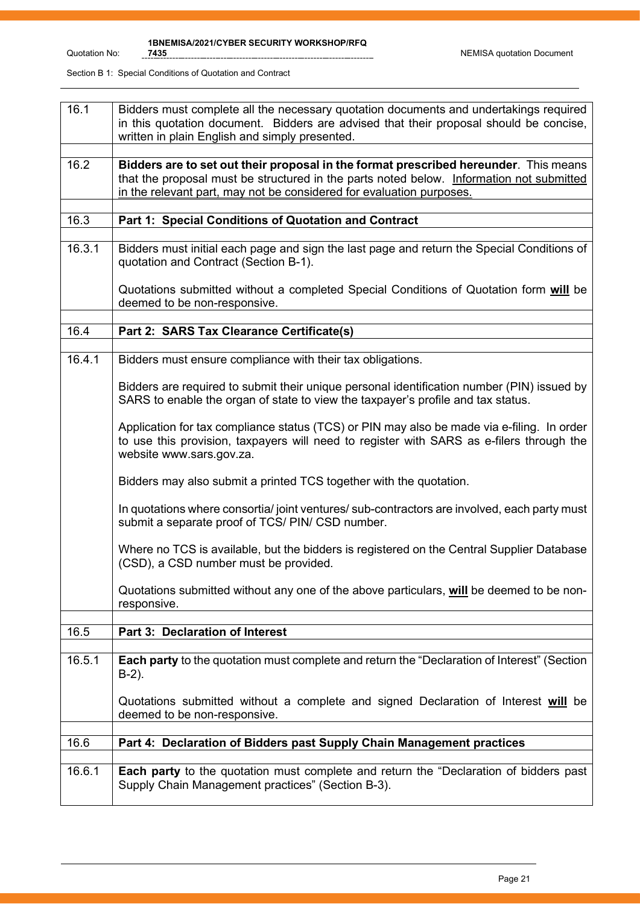| | |
|---|---|
| 16.1 | Bidders must complete all the necessary quotation documents and undertakings required in this quotation document. Bidders are advised that their proposal should be concise, written in plain English and simply presented. |
| | |
| 16.2 | **Bidders are to set out their proposal in the format prescribed hereunder**. This means that the proposal must be structured in the parts noted below. <u>Information not submitted in the relevant part, may not be considered for evaluation purposes.</u> |
| | |
| 16.3 | **Part 1: Special Conditions of Quotation and Contract** |
| | |
| 16.3.1 | Bidders must initial each page and sign the last page and return the Special Conditions of quotation and Contract (Section B-1).<br><br>Quotations submitted without a completed Special Conditions of Quotation form <u>**will**</u> be deemed to be non-responsive. |
| | |
| 16.4 | **Part 2: SARS Tax Clearance Certificate(s)** |
| | |
| 16.4.1 | Bidders must ensure compliance with their tax obligations.<br><br>Bidders are required to submit their unique personal identification number (PIN) issued by SARS to enable the organ of state to view the taxpayer's profile and tax status.<br><br>Application for tax compliance status (TCS) or PIN may also be made via e-filing. In order to use this provision, taxpayers will need to register with SARS as e-filers through the website www.sars.gov.za.<br><br>Bidders may also submit a printed TCS together with the quotation.<br><br>In quotations where consortia/ joint ventures/ sub-contractors are involved, each party must submit a separate proof of TCS/ PIN/ CSD number.<br><br>Where no TCS is available, but the bidders is registered on the Central Supplier Database (CSD), a CSD number must be provided.<br><br>Quotations submitted without any one of the above particulars, <u>**will**</u> be deemed to be non-responsive. |
| | |
| 16.5 | **Part 3: Declaration of Interest** |
| | |
| 16.5.1 | **Each party** to the quotation must complete and return the "Declaration of Interest" (Section B-2).<br><br>Quotations submitted without a complete and signed Declaration of Interest <u>**will**</u> be deemed to be non-responsive. |
| | |
| 16.6 | **Part 4: Declaration of Bidders past Supply Chain Management practices** |
| | |
| 16.6.1 | **Each party** to the quotation must complete and return the "Declaration of bidders past Supply Chain Management practices" (Section B-3). |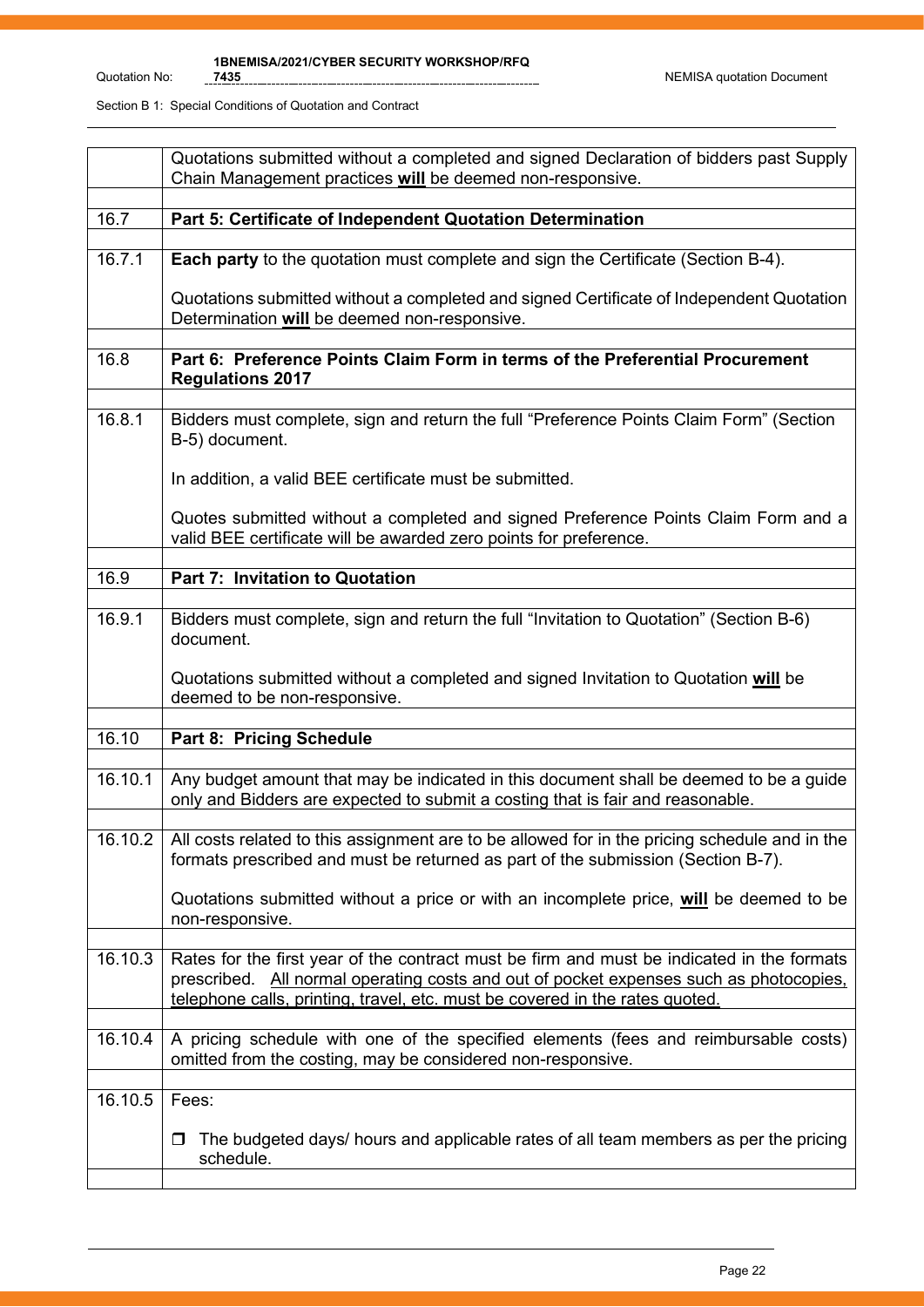| | |
|---|---|
| | Quotations submitted without a completed and signed Declaration of bidders past Supply Chain Management practices **will** be deemed non-responsive. |
| | |
| 16.7 | **Part 5: Certificate of Independent Quotation Determination** |
| | |
| 16.7.1 | **Each party** to the quotation must complete and sign the Certificate (Section B-4).<br><br>Quotations submitted without a completed and signed Certificate of Independent Quotation Determination **will** be deemed non-responsive. |
| | |
| 16.8 | **Part 6: Preference Points Claim Form in terms of the Preferential Procurement Regulations 2017** |
| | |
| 16.8.1 | Bidders must complete, sign and return the full "Preference Points Claim Form" (Section B-5) document.<br><br>In addition, a valid BEE certificate must be submitted.<br><br>Quotes submitted without a completed and signed Preference Points Claim Form and a valid BEE certificate will be awarded zero points for preference. |
| | |
| 16.9 | **Part 7: Invitation to Quotation** |
| | |
| 16.9.1 | Bidders must complete, sign and return the full "Invitation to Quotation" (Section B-6) document.<br><br>Quotations submitted without a completed and signed Invitation to Quotation **will** be deemed to be non-responsive. |
| | |
| 16.10 | **Part 8: Pricing Schedule** |
| | |
| 16.10.1 | Any budget amount that may be indicated in this document shall be deemed to be a guide only and Bidders are expected to submit a costing that is fair and reasonable. |
| | |
| 16.10.2 | All costs related to this assignment are to be allowed for in the pricing schedule and in the formats prescribed and must be returned as part of the submission (Section B-7).<br><br>Quotations submitted without a price or with an incomplete price, **will** be deemed to be non-responsive. |
| | |
| 16.10.3 | Rates for the first year of the contract must be firm and must be indicated in the formats prescribed. All normal operating costs and out of pocket expenses such as photocopies, telephone calls, printing, travel, etc. must be covered in the rates quoted. |
| | |
| 16.10.4 | A pricing schedule with one of the specified elements (fees and reimbursable costs) omitted from the costing, may be considered non-responsive. |
| | |
| 16.10.5 | Fees:<br><br>❒ The budgeted days/ hours and applicable rates of all team members as per the pricing schedule. |
| | |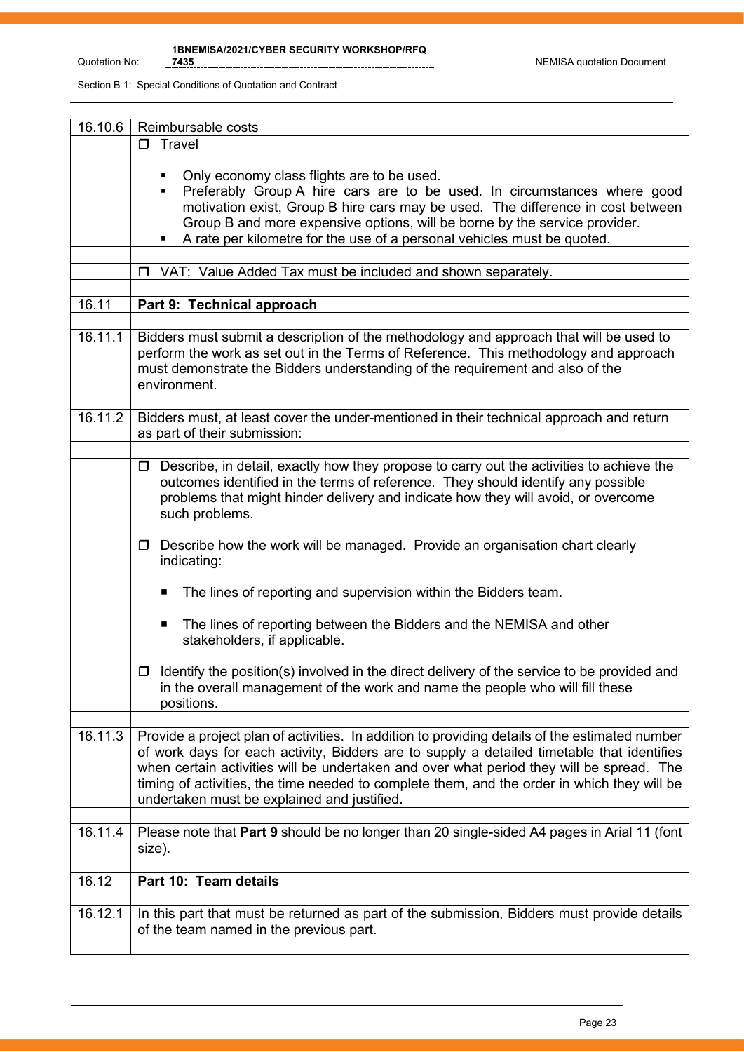| 16.10.6 | Reimbursable costs |
|---|---|
| | ❐ Travel<br><br>▪ Only economy class flights are to be used.<br>▪ Preferably Group A hire cars are to be used. In circumstances where good motivation exist, Group B hire cars may be used. The difference in cost between Group B and more expensive options, will be borne by the service provider.<br>▪ A rate per kilometre for the use of a personal vehicles must be quoted. |
| | |
| | ❐ VAT: Value Added Tax must be included and shown separately. |
| | |
| 16.11 | **Part 9: Technical approach** |
| | |
| 16.11.1 | Bidders must submit a description of the methodology and approach that will be used to perform the work as set out in the Terms of Reference. This methodology and approach must demonstrate the Bidders understanding of the requirement and also of the environment. |
| | |
| 16.11.2 | Bidders must, at least cover the under-mentioned in their technical approach and return as part of their submission: |
| | |
| | ❐ Describe, in detail, exactly how they propose to carry out the activities to achieve the outcomes identified in the terms of reference. They should identify any possible problems that might hinder delivery and indicate how they will avoid, or overcome such problems.<br><br>❐ Describe how the work will be managed. Provide an organisation chart clearly indicating:<br><br>▪ The lines of reporting and supervision within the Bidders team.<br><br>▪ The lines of reporting between the Bidders and the NEMISA and other stakeholders, if applicable.<br><br>❐ Identify the position(s) involved in the direct delivery of the service to be provided and in the overall management of the work and name the people who will fill these positions. |
| | |
| 16.11.3 | Provide a project plan of activities. In addition to providing details of the estimated number of work days for each activity, Bidders are to supply a detailed timetable that identifies when certain activities will be undertaken and over what period they will be spread. The timing of activities, the time needed to complete them, and the order in which they will be undertaken must be explained and justified. |
| | |
| 16.11.4 | Please note that **Part 9** should be no longer than 20 single-sided A4 pages in Arial 11 (font size). |
| | |
| 16.12 | **Part 10: Team details** |
| | |
| 16.12.1 | In this part that must be returned as part of the submission, Bidders must provide details of the team named in the previous part. |
| | |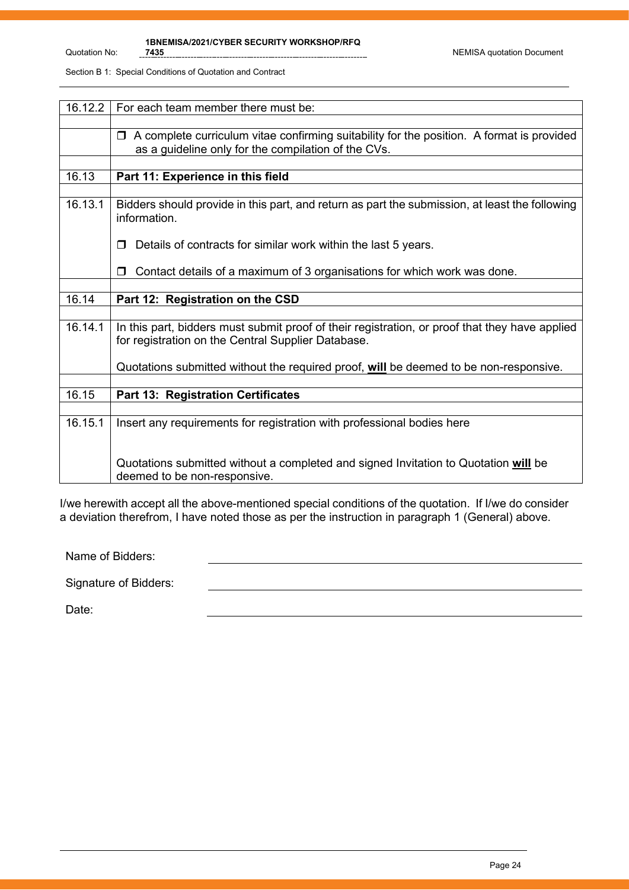| | |
|---|---|
| 16.12.2 | For each team member there must be: |
| | |
| | ❒ A complete curriculum vitae confirming suitability for the position. A format is provided as a guideline only for the compilation of the CVs. |
| | |
| 16.13 | **Part 11: Experience in this field** |
| | |
| 16.13.1 | Bidders should provide in this part, and return as part the submission, at least the following information.<br><br>❒ Details of contracts for similar work within the last 5 years.<br><br>❒ Contact details of a maximum of 3 organisations for which work was done. |
| | |
| 16.14 | **Part 12: Registration on the CSD** |
| | |
| 16.14.1 | In this part, bidders must submit proof of their registration, or proof that they have applied for registration on the Central Supplier Database.<br><br>Quotations submitted without the required proof, **will** be deemed to be non-responsive. |
| | |
| 16.15 | **Part 13: Registration Certificates** |
| | |
| 16.15.1 | Insert any requirements for registration with professional bodies here<br><br>Quotations submitted without a completed and signed Invitation to Quotation **will** be deemed to be non-responsive. |

I/we herewith accept all the above-mentioned special conditions of the quotation. If I/we do consider a deviation therefrom, I have noted those as per the instruction in paragraph 1 (General) above.

Name of Bidders: ____________________

Signature of Bidders: ____________________

Date: ____________________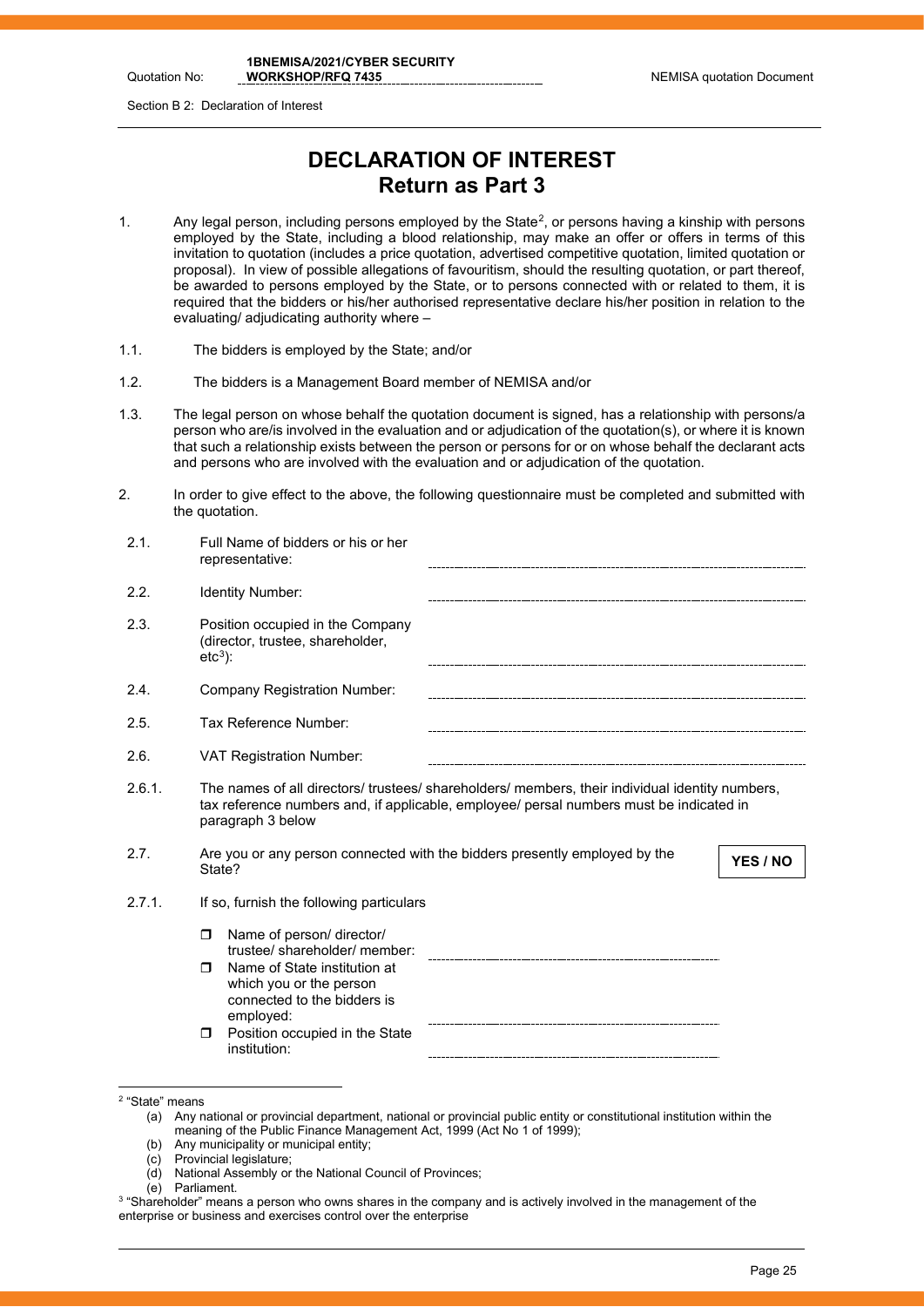# DECLARATION OF INTEREST

## Return as Part 3

1. Any legal person, including persons employed by the State[2], or persons having a kinship with persons employed by the State, including a blood relationship, may make an offer or offers in terms of this invitation to quotation (includes a price quotation, advertised competitive quotation, limited quotation or proposal). In view of possible allegations of favouritism, should the resulting quotation, or part thereof, be awarded to persons employed by the State, or to persons connected with or related to them, it is required that the bidders or his/her authorised representative declare his/her position in relation to the evaluating/ adjudicating authority where –

1.1. The bidders is employed by the State; and/or

1.2. The bidders is a Management Board member of NEMISA and/or

1.3. The legal person on whose behalf the quotation document is signed, has a relationship with persons/a person who are/is involved in the evaluation and or adjudication of the quotation(s), or where it is known that such a relationship exists between the person or persons for or on whose behalf the declarant acts and persons who are involved with the evaluation and or adjudication of the quotation.

2. In order to give effect to the above, the following questionnaire must be completed and submitted with the quotation.

2.1. Full Name of bidders or his or her representative: ..............................

2.2. Identity Number: ..............................

2.3. Position occupied in the Company (director, trustee, shareholder, etc[3]): ..............................

2.4. Company Registration Number: ..............................

2.5. Tax Reference Number: ..............................

2.6. VAT Registration Number: ..............................

2.6.1. The names of all directors/ trustees/ shareholders/ members, their individual identity numbers, tax reference numbers and, if applicable, employee/ persal numbers must be indicated in paragraph 3 below

2.7. Are you or any person connected with the bidders presently employed by the State? **YES / NO**

2.7.1. If so, furnish the following particulars

- Name of person/ director/ trustee/ shareholder/ member: ..............................
- Name of State institution at which you or the person connected to the bidders is employed: ..............................
- Position occupied in the State institution: ..............................

---

[2] "State" means
(a) Any national or provincial department, national or provincial public entity or constitutional institution within the meaning of the Public Finance Management Act, 1999 (Act No 1 of 1999);
(b) Any municipality or municipal entity;
(c) Provincial legislature;
(d) National Assembly or the National Council of Provinces;
(e) Parliament.

[3] "Shareholder" means a person who owns shares in the company and is actively involved in the management of the enterprise or business and exercises control over the enterprise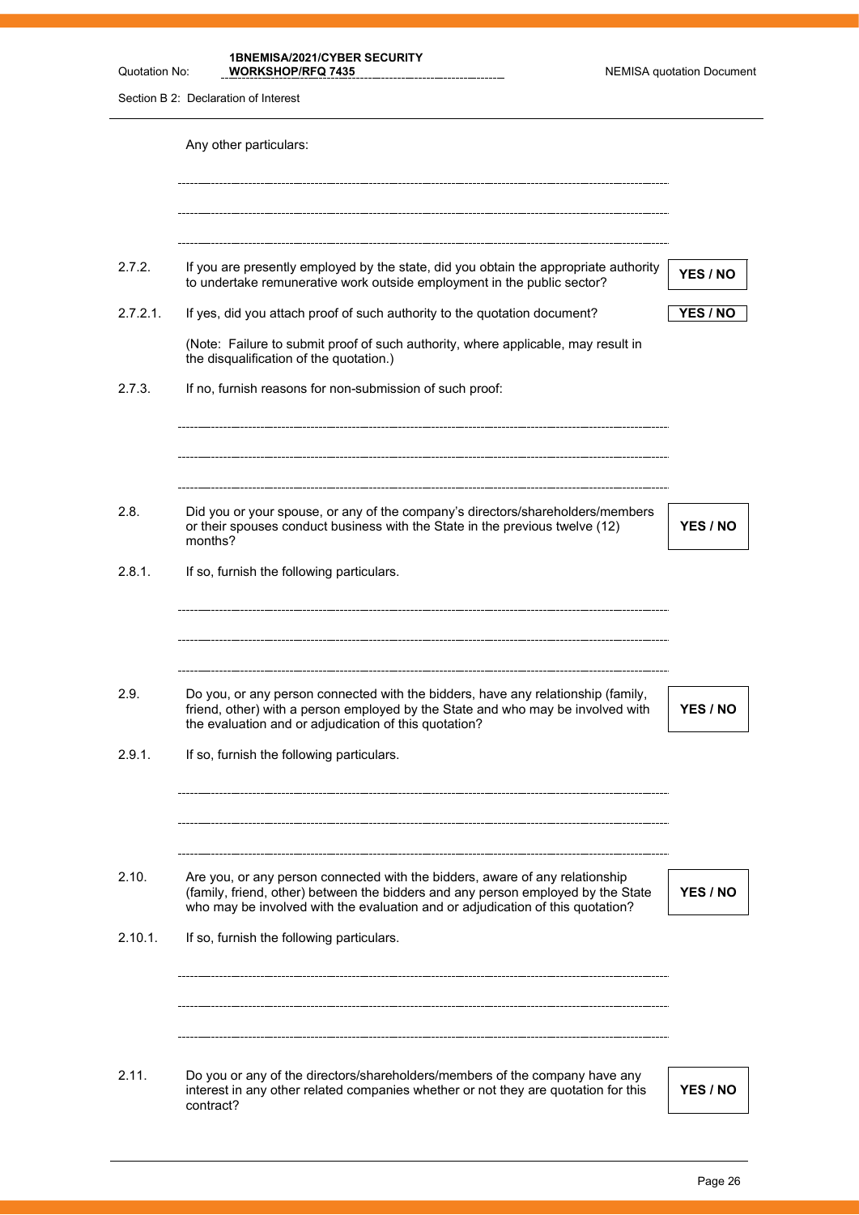Any other particulars:

---

---

---

2.7.2. If you are presently employed by the state, did you obtain the appropriate authority to undertake remunerative work outside employment in the public sector? **YES / NO**

2.7.2.1. If yes, did you attach proof of such authority to the quotation document? **YES / NO**

(Note: Failure to submit proof of such authority, where applicable, may result in the disqualification of the quotation.)

2.7.3. If no, furnish reasons for non-submission of such proof:

---

---

---

2.8. Did you or your spouse, or any of the company's directors/shareholders/members or their spouses conduct business with the State in the previous twelve (12) months? **YES / NO**

2.8.1. If so, furnish the following particulars.

---

---

---

2.9. Do you, or any person connected with the bidders, have any relationship (family, friend, other) with a person employed by the State and who may be involved with the evaluation and or adjudication of this quotation? **YES / NO**

2.9.1. If so, furnish the following particulars.

---

---

---

2.10. Are you, or any person connected with the bidders, aware of any relationship (family, friend, other) between the bidders and any person employed by the State who may be involved with the evaluation and or adjudication of this quotation? **YES / NO**

2.10.1. If so, furnish the following particulars.

---

---

---

2.11. Do you or any of the directors/shareholders/members of the company have any interest in any other related companies whether or not they are quotation for this contract? **YES / NO**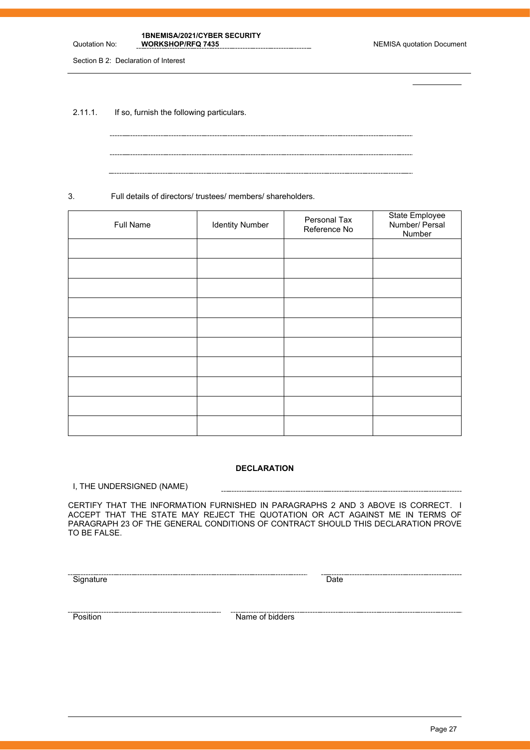2.11.1. If so, furnish the following particulars.

................................................................................................................................

................................................................................................................................

................................................................................................................................

3. Full details of directors/ trustees/ members/ shareholders.

| Full Name | Identity Number | Personal Tax Reference No | State Employee Number/ Persal Number |
|---|---|---|---|
| | | | |
| | | | |
| | | | |
| | | | |
| | | | |
| | | | |
| | | | |
| | | | |
| | | | |
| | | | |

**DECLARATION**

I, THE UNDERSIGNED (NAME) ................................................................................

CERTIFY THAT THE INFORMATION FURNISHED IN PARAGRAPHS 2 AND 3 ABOVE IS CORRECT. I ACCEPT THAT THE STATE MAY REJECT THE QUOTATION OR ACT AGAINST ME IN TERMS OF PARAGRAPH 23 OF THE GENERAL CONDITIONS OF CONTRACT SHOULD THIS DECLARATION PROVE TO BE FALSE.

................................................................................ ................................................

Signature Date

................................................ ................................................................................

Position Name of bidders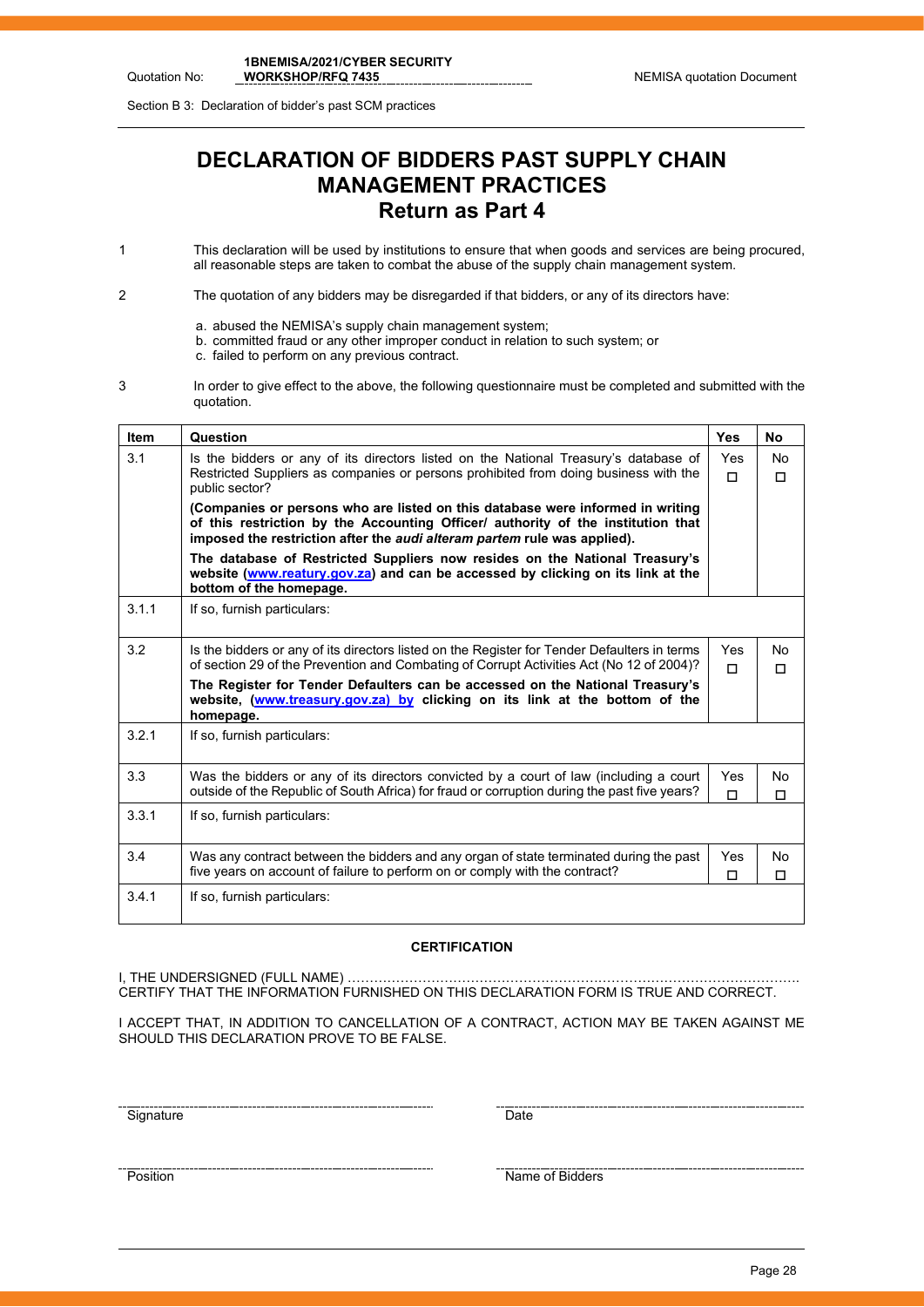Section B 3: Declaration of bidder's past SCM practices

# DECLARATION OF BIDDERS PAST SUPPLY CHAIN MANAGEMENT PRACTICES

## Return as Part 4

1. This declaration will be used by institutions to ensure that when goods and services are being procured, all reasonable steps are taken to combat the abuse of the supply chain management system.

2. The quotation of any bidders may be disregarded if that bidders, or any of its directors have:

   a. abused the NEMISA's supply chain management system;
   b. committed fraud or any other improper conduct in relation to such system; or
   c. failed to perform on any previous contract.

3. In order to give effect to the above, the following questionnaire must be completed and submitted with the quotation.

| Item | Question | Yes | No |
|---|---|---|---|
| 3.1 | Is the bidders or any of its directors listed on the National Treasury's database of Restricted Suppliers as companies or persons prohibited from doing business with the public sector?<br>**(Companies or persons who are listed on this database were informed in writing of this restriction by the Accounting Officer/ authority of the institution that imposed the restriction after the *audi alteram partem* rule was applied).**<br>**The database of Restricted Suppliers now resides on the National Treasury's website (www.reatury.gov.za) and can be accessed by clicking on its link at the bottom of the homepage.** | Yes ☐ | No ☐ |
| 3.1.1 | If so, furnish particulars: | | |
| 3.2 | Is the bidders or any of its directors listed on the Register for Tender Defaulters in terms of section 29 of the Prevention and Combating of Corrupt Activities Act (No 12 of 2004)?<br>**The Register for Tender Defaulters can be accessed on the National Treasury's website, (www.treasury.gov.za) by clicking on its link at the bottom of the homepage.** | Yes ☐ | No ☐ |
| 3.2.1 | If so, furnish particulars: | | |
| 3.3 | Was the bidders or any of its directors convicted by a court of law (including a court outside of the Republic of South Africa) for fraud or corruption during the past five years? | Yes ☐ | No ☐ |
| 3.3.1 | If so, furnish particulars: | | |
| 3.4 | Was any contract between the bidders and any organ of state terminated during the past five years on account of failure to perform on or comply with the contract? | Yes ☐ | No ☐ |
| 3.4.1 | If so, furnish particulars: | | |

**CERTIFICATION**

I, THE UNDERSIGNED (FULL NAME) ………………………………………………………………………………………… CERTIFY THAT THE INFORMATION FURNISHED ON THIS DECLARATION FORM IS TRUE AND CORRECT.

I ACCEPT THAT, IN ADDITION TO CANCELLATION OF A CONTRACT, ACTION MAY BE TAKEN AGAINST ME SHOULD THIS DECLARATION PROVE TO BE FALSE.

Signature ______________________ Date ______________________

Position ______________________ Name of Bidders ______________________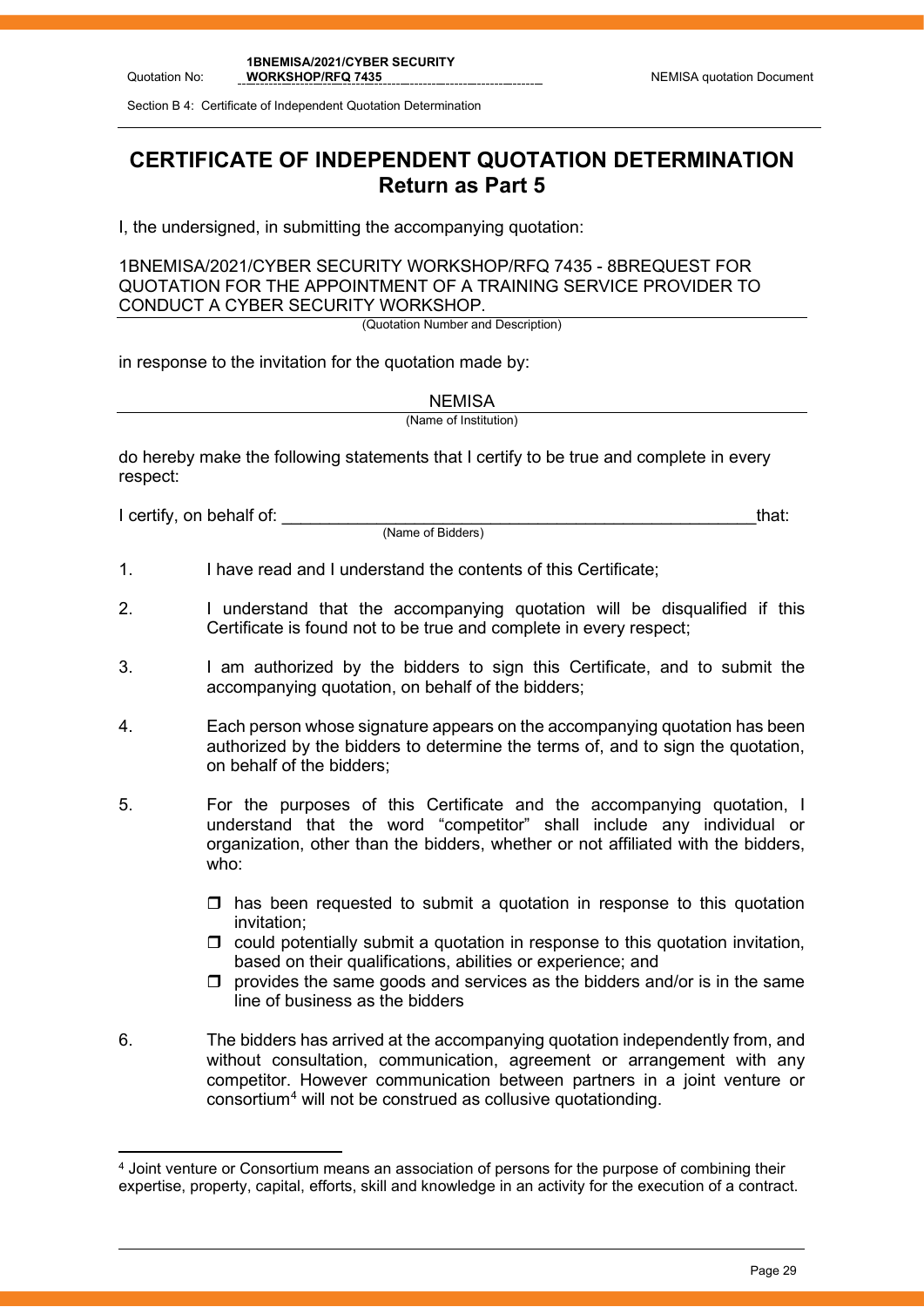# CERTIFICATE OF INDEPENDENT QUOTATION DETERMINATION
## Return as Part 5

I, the undersigned, in submitting the accompanying quotation:

1BNEMISA/2021/CYBER SECURITY WORKSHOP/RFQ 7435 - 8BREQUEST FOR QUOTATION FOR THE APPOINTMENT OF A TRAINING SERVICE PROVIDER TO CONDUCT A CYBER SECURITY WORKSHOP.

(Quotation Number and Description)

in response to the invitation for the quotation made by:

NEMISA

(Name of Institution)

do hereby make the following statements that I certify to be true and complete in every respect:

I certify, on behalf of: ___________________________________________________that:

(Name of Bidders)

1. I have read and I understand the contents of this Certificate;

2. I understand that the accompanying quotation will be disqualified if this Certificate is found not to be true and complete in every respect;

3. I am authorized by the bidders to sign this Certificate, and to submit the accompanying quotation, on behalf of the bidders;

4. Each person whose signature appears on the accompanying quotation has been authorized by the bidders to determine the terms of, and to sign the quotation, on behalf of the bidders;

5. For the purposes of this Certificate and the accompanying quotation, I understand that the word "competitor" shall include any individual or organization, other than the bidders, whether or not affiliated with the bidders, who:

   - ☐ has been requested to submit a quotation in response to this quotation invitation;
   - ☐ could potentially submit a quotation in response to this quotation invitation, based on their qualifications, abilities or experience; and
   - ☐ provides the same goods and services as the bidders and/or is in the same line of business as the bidders

6. The bidders has arrived at the accompanying quotation independently from, and without consultation, communication, agreement or arrangement with any competitor. However communication between partners in a joint venture or consortium[4] will not be construed as collusive quotationding.

---

[4] Joint venture or Consortium means an association of persons for the purpose of combining their expertise, property, capital, efforts, skill and knowledge in an activity for the execution of a contract.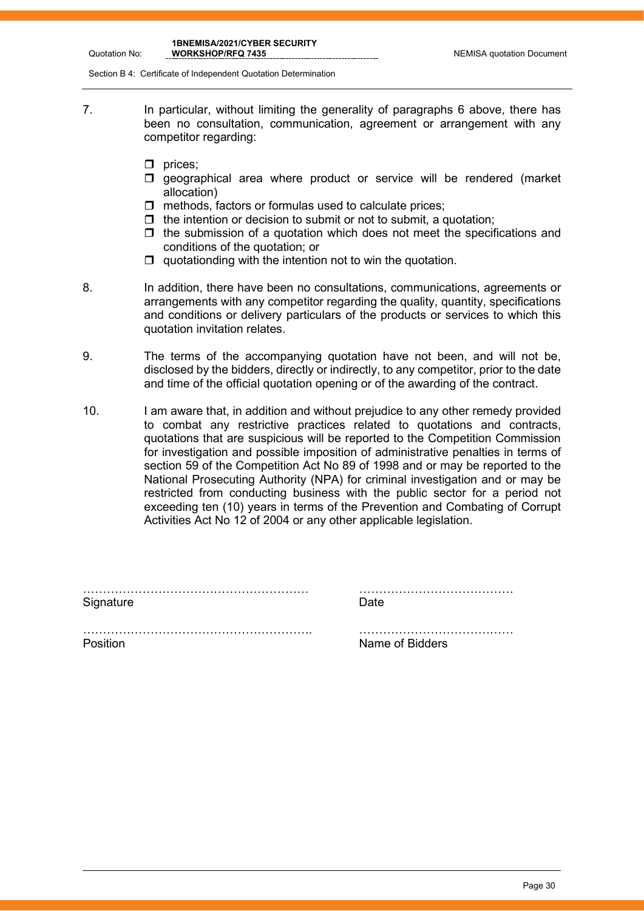7. In particular, without limiting the generality of paragraphs 6 above, there has been no consultation, communication, agreement or arrangement with any competitor regarding:

   - prices;
   - geographical area where product or service will be rendered (market allocation)
   - methods, factors or formulas used to calculate prices;
   - the intention or decision to submit or not to submit, a quotation;
   - the submission of a quotation which does not meet the specifications and conditions of the quotation; or
   - quotationding with the intention not to win the quotation.

8. In addition, there have been no consultations, communications, agreements or arrangements with any competitor regarding the quality, quantity, specifications and conditions or delivery particulars of the products or services to which this quotation invitation relates.

9. The terms of the accompanying quotation have not been, and will not be, disclosed by the bidders, directly or indirectly, to any competitor, prior to the date and time of the official quotation opening or of the awarding of the contract.

10. I am aware that, in addition and without prejudice to any other remedy provided to combat any restrictive practices related to quotations and contracts, quotations that are suspicious will be reported to the Competition Commission for investigation and possible imposition of administrative penalties in terms of section 59 of the Competition Act No 89 of 1998 and or may be reported to the National Prosecuting Authority (NPA) for criminal investigation and or may be restricted from conducting business with the public sector for a period not exceeding ten (10) years in terms of the Prevention and Combating of Corrupt Activities Act No 12 of 2004 or any other applicable legislation.

………………………………………………… ………………………………
Signature Date

………………………………………………… ………………………………
Position Name of Bidders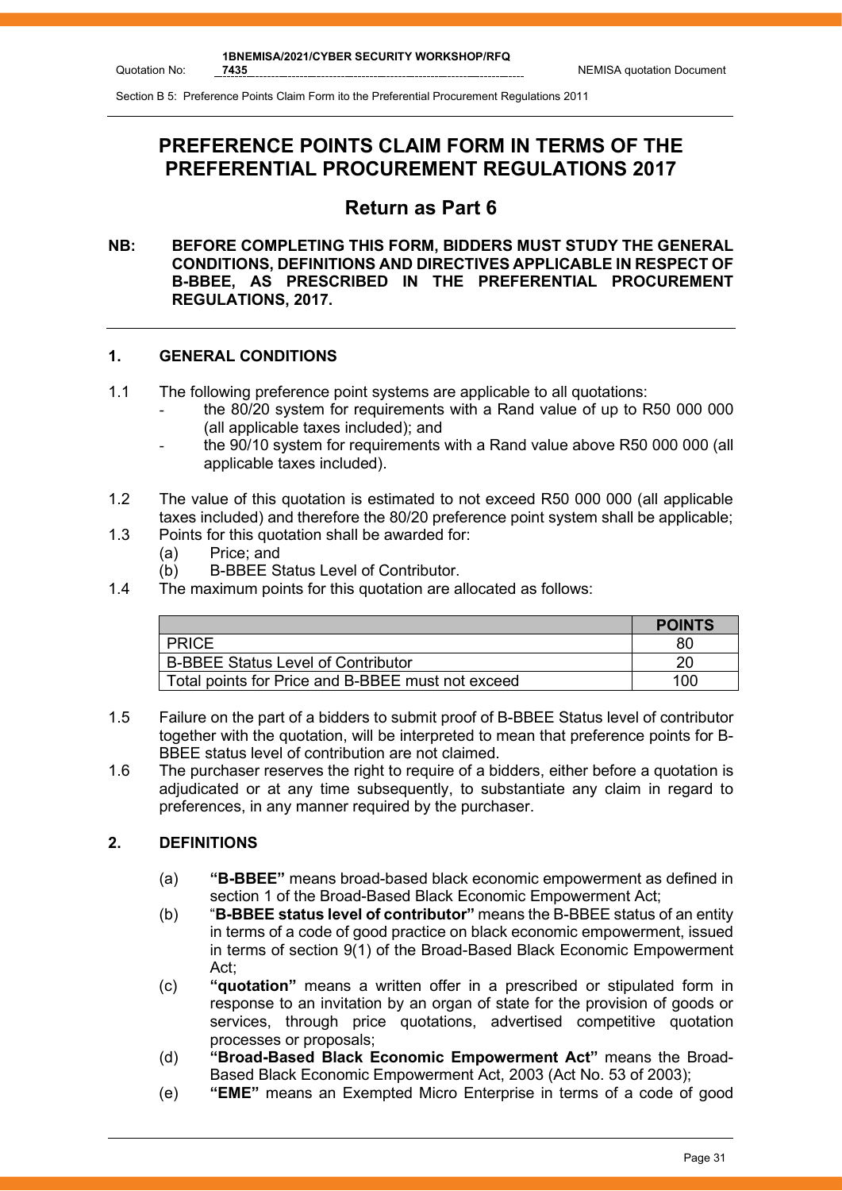# PREFERENCE POINTS CLAIM FORM IN TERMS OF THE PREFERENTIAL PROCUREMENT REGULATIONS 2017

## Return as Part 6

**NB: BEFORE COMPLETING THIS FORM, BIDDERS MUST STUDY THE GENERAL CONDITIONS, DEFINITIONS AND DIRECTIVES APPLICABLE IN RESPECT OF B-BBEE, AS PRESCRIBED IN THE PREFERENTIAL PROCUREMENT REGULATIONS, 2017.**

### 1. GENERAL CONDITIONS

1.1 The following preference point systems are applicable to all quotations:
- the 80/20 system for requirements with a Rand value of up to R50 000 000 (all applicable taxes included); and
- the 90/10 system for requirements with a Rand value above R50 000 000 (all applicable taxes included).

1.2 The value of this quotation is estimated to not exceed R50 000 000 (all applicable taxes included) and therefore the 80/20 preference point system shall be applicable;

1.3 Points for this quotation shall be awarded for:
- (a) Price; and
- (b) B-BBEE Status Level of Contributor.

1.4 The maximum points for this quotation are allocated as follows:

| | **POINTS** |
|---|---|
| PRICE | 80 |
| B-BBEE Status Level of Contributor | 20 |
| Total points for Price and B-BBEE must not exceed | 100 |

1.5 Failure on the part of a bidders to submit proof of B-BBEE Status level of contributor together with the quotation, will be interpreted to mean that preference points for B-BBEE status level of contribution are not claimed.

1.6 The purchaser reserves the right to require of a bidders, either before a quotation is adjudicated or at any time subsequently, to substantiate any claim in regard to preferences, in any manner required by the purchaser.

### 2. DEFINITIONS

- (a) **"B-BBEE"** means broad-based black economic empowerment as defined in section 1 of the Broad-Based Black Economic Empowerment Act;
- (b) "**B-BBEE status level of contributor"** means the B-BBEE status of an entity in terms of a code of good practice on black economic empowerment, issued in terms of section 9(1) of the Broad-Based Black Economic Empowerment Act;
- (c) **"quotation"** means a written offer in a prescribed or stipulated form in response to an invitation by an organ of state for the provision of goods or services, through price quotations, advertised competitive quotation processes or proposals;
- (d) **"Broad-Based Black Economic Empowerment Act"** means the Broad-Based Black Economic Empowerment Act, 2003 (Act No. 53 of 2003);
- (e) **"EME"** means an Exempted Micro Enterprise in terms of a code of good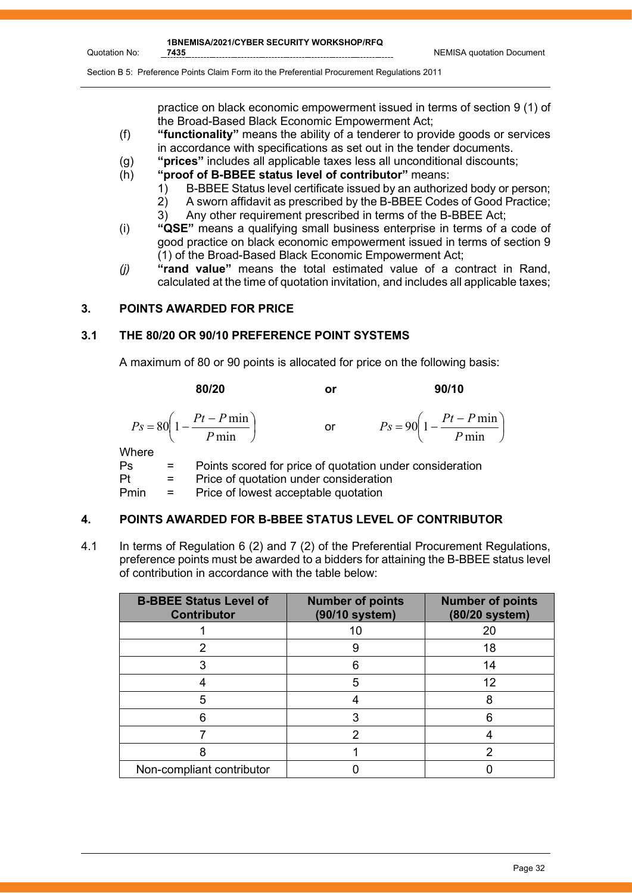practice on black economic empowerment issued in terms of section 9 (1) of the Broad-Based Black Economic Empowerment Act;

(f) **"functionality"** means the ability of a tenderer to provide goods or services in accordance with specifications as set out in the tender documents.

(g) **"prices"** includes all applicable taxes less all unconditional discounts;

(h) **"proof of B-BBEE status level of contributor"** means:
1) B-BBEE Status level certificate issued by an authorized body or person;
2) A sworn affidavit as prescribed by the B-BBEE Codes of Good Practice;
3) Any other requirement prescribed in terms of the B-BBEE Act;

(i) **"QSE"** means a qualifying small business enterprise in terms of a code of good practice on black economic empowerment issued in terms of section 9 (1) of the Broad-Based Black Economic Empowerment Act;

*(j)* **"rand value"** means the total estimated value of a contract in Rand, calculated at the time of quotation invitation, and includes all applicable taxes;

## 3. POINTS AWARDED FOR PRICE

### 3.1 THE 80/20 OR 90/10 PREFERENCE POINT SYSTEMS

A maximum of 80 or 90 points is allocated for price on the following basis:

**80/20** or **90/10**

$$Ps = 80\left(1 - \frac{Pt - P\min}{P\min}\right) \quad \text{or} \quad Ps = 90\left(1 - \frac{Pt - P\min}{P\min}\right)$$

Where

Ps = Points scored for price of quotation under consideration

Pt = Price of quotation under consideration

Pmin = Price of lowest acceptable quotation

## 4. POINTS AWARDED FOR B-BBEE STATUS LEVEL OF CONTRIBUTOR

4.1 In terms of Regulation 6 (2) and 7 (2) of the Preferential Procurement Regulations, preference points must be awarded to a bidders for attaining the B-BBEE status level of contribution in accordance with the table below:

| B-BBEE Status Level of Contributor | Number of points (90/10 system) | Number of points (80/20 system) |
|---|---|---|
| 1 | 10 | 20 |
| 2 | 9 | 18 |
| 3 | 6 | 14 |
| 4 | 5 | 12 |
| 5 | 4 | 8 |
| 6 | 3 | 6 |
| 7 | 2 | 4 |
| 8 | 1 | 2 |
| Non-compliant contributor | 0 | 0 |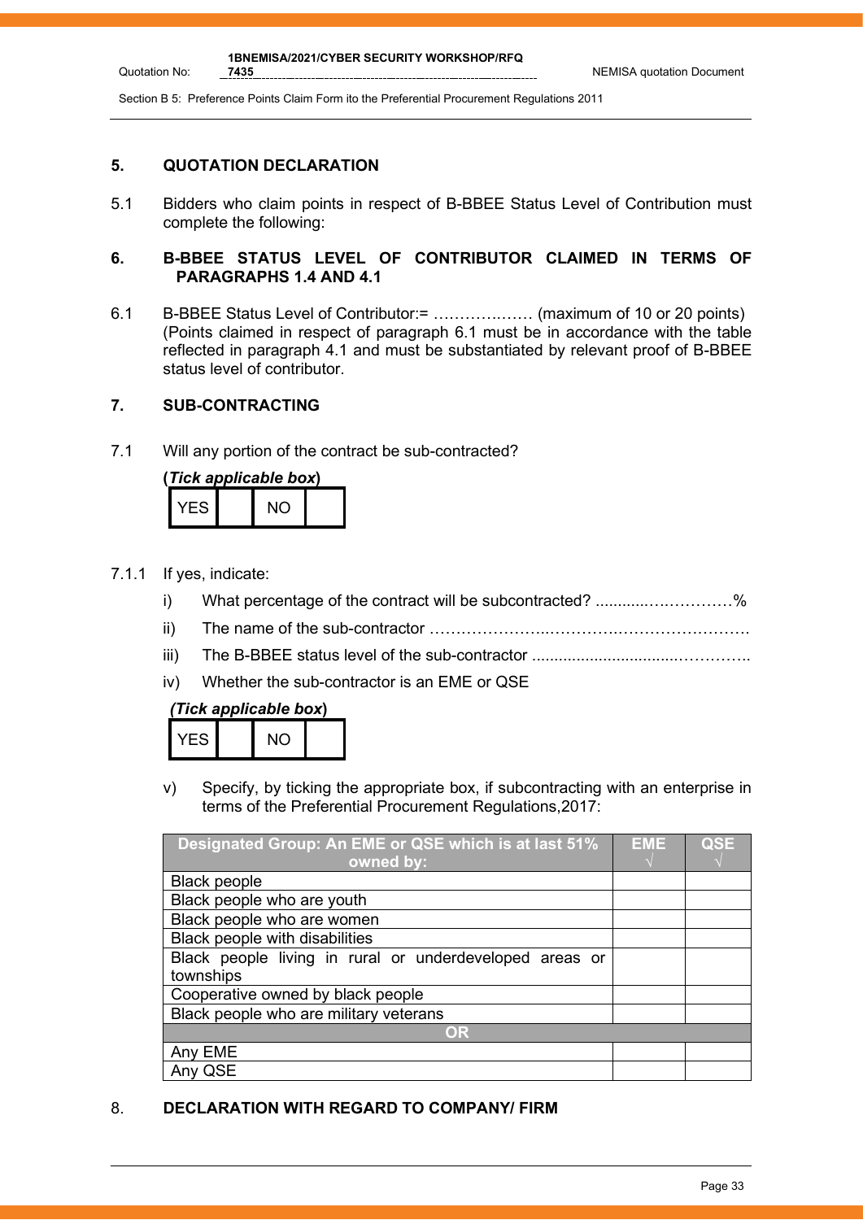## 5. QUOTATION DECLARATION

5.1 Bidders who claim points in respect of B-BBEE Status Level of Contribution must complete the following:

## 6. B-BBEE STATUS LEVEL OF CONTRIBUTOR CLAIMED IN TERMS OF PARAGRAPHS 1.4 AND 4.1

6.1 B-BBEE Status Level of Contributor:= ……………… (maximum of 10 or 20 points) (Points claimed in respect of paragraph 6.1 must be in accordance with the table reflected in paragraph 4.1 and must be substantiated by relevant proof of B-BBEE status level of contributor.

## 7. SUB-CONTRACTING

7.1 Will any portion of the contract be sub-contracted?

**(*Tick applicable box*)**

| YES | | NO | |
|---|---|---|---|

7.1.1 If yes, indicate:

i) What percentage of the contract will be subcontracted? ............……………%

ii) The name of the sub-contractor …………………..………….…………………….

iii) The B-BBEE status level of the sub-contractor ..............................…………..

iv) Whether the sub-contractor is an EME or QSE

**(*Tick applicable box*)**

| YES | | NO | |
|---|---|---|---|

v) Specify, by ticking the appropriate box, if subcontracting with an enterprise in terms of the Preferential Procurement Regulations,2017:

| Designated Group: An EME or QSE which is at last 51% owned by: | EME √ | QSE √ |
|---|---|---|
| Black people | | |
| Black people who are youth | | |
| Black people who are women | | |
| Black people with disabilities | | |
| Black people living in rural or underdeveloped areas or townships | | |
| Cooperative owned by black people | | |
| Black people who are military veterans | | |
| **OR** | | |
| Any EME | | |
| Any QSE | | |

## 8. DECLARATION WITH REGARD TO COMPANY/ FIRM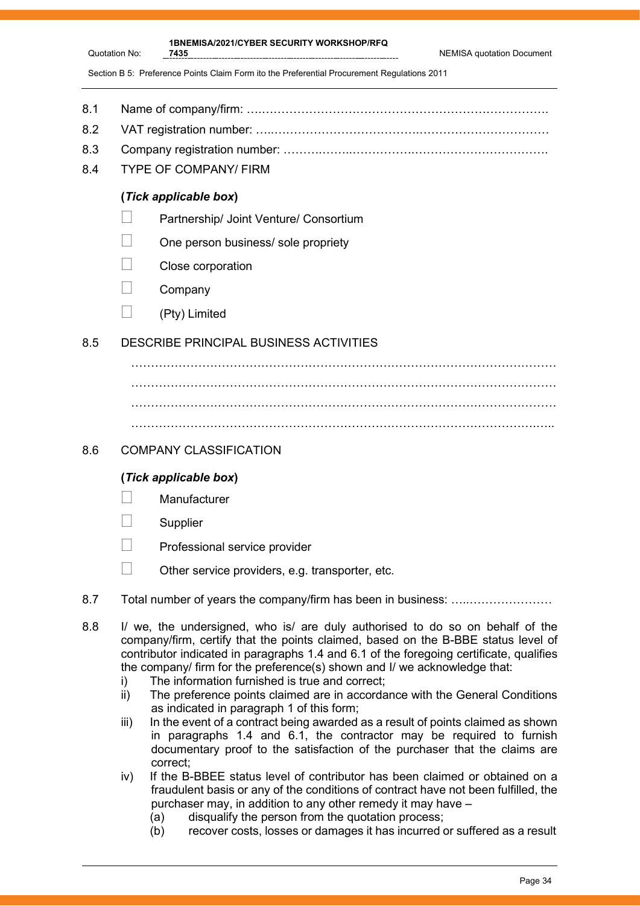8.1 Name of company/firm: ………………………………………………………………….

8.2 VAT registration number: …………………………………………………………………

8.3 Company registration number: ……………………………………………………….

8.4 TYPE OF COMPANY/ FIRM

**(*Tick applicable box*)**

- ☐ Partnership/ Joint Venture/ Consortium
- ☐ One person business/ sole propriety
- ☐ Close corporation
- ☐ Company
- ☐ (Pty) Limited

8.5 DESCRIBE PRINCIPAL BUSINESS ACTIVITIES

…………………………………………………………………………………………………
…………………………………………………………………………………………………
…………………………………………………………………………………………………
…………………………………………………………………………………………………

8.6 COMPANY CLASSIFICATION

**(*Tick applicable box*)**

- ☐ Manufacturer
- ☐ Supplier
- ☐ Professional service provider
- ☐ Other service providers, e.g. transporter, etc.

8.7 Total number of years the company/firm has been in business: ……………………

8.8 I/ we, the undersigned, who is/ are duly authorised to do so on behalf of the company/firm, certify that the points claimed, based on the B-BBE status level of contributor indicated in paragraphs 1.4 and 6.1 of the foregoing certificate, qualifies the company/ firm for the preference(s) shown and I/ we acknowledge that:

i) The information furnished is true and correct;

ii) The preference points claimed are in accordance with the General Conditions as indicated in paragraph 1 of this form;

iii) In the event of a contract being awarded as a result of points claimed as shown in paragraphs 1.4 and 6.1, the contractor may be required to furnish documentary proof to the satisfaction of the purchaser that the claims are correct;

iv) If the B-BBEE status level of contributor has been claimed or obtained on a fraudulent basis or any of the conditions of contract have not been fulfilled, the purchaser may, in addition to any other remedy it may have –

(a) disqualify the person from the quotation process;

(b) recover costs, losses or damages it has incurred or suffered as a result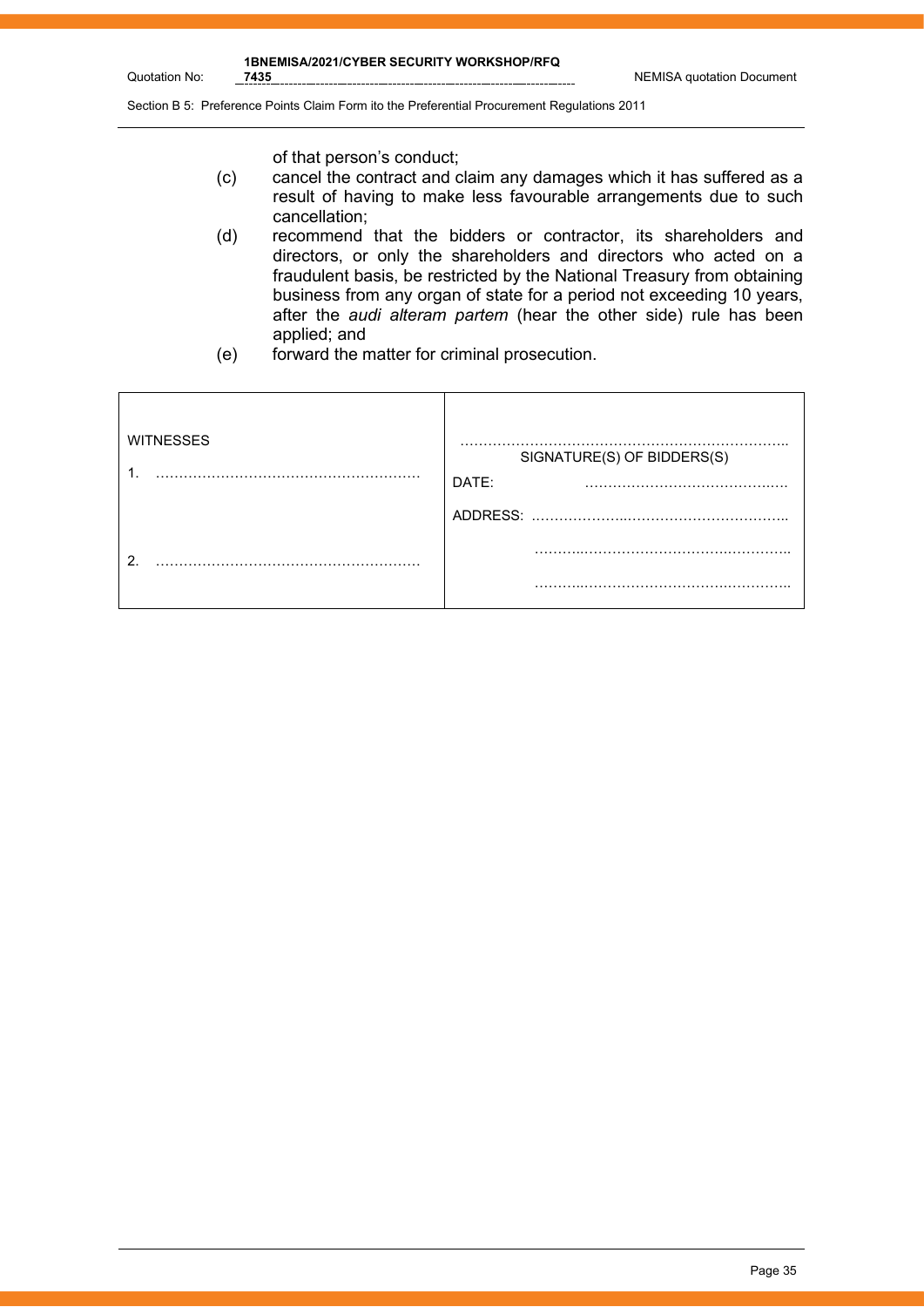of that person's conduct;

(c) cancel the contract and claim any damages which it has suffered as a result of having to make less favourable arrangements due to such cancellation;

(d) recommend that the bidders or contractor, its shareholders and directors, or only the shareholders and directors who acted on a fraudulent basis, be restricted by the National Treasury from obtaining business from any organ of state for a period not exceeding 10 years, after the *audi alteram partem* (hear the other side) rule has been applied; and

(e) forward the matter for criminal prosecution.

| | |
|---|---|
| WITNESSES<br><br>1. ……………………………………………… | ……………………………………………………………<br>SIGNATURE(S) OF BIDDERS(S)<br><br>DATE: ………………………………….…. |
| | ADDRESS: ………………..…………………………….. |
| 2. ……………………………………………… | ……..……………………………….………….. |
| | ……..……………………………….………….. |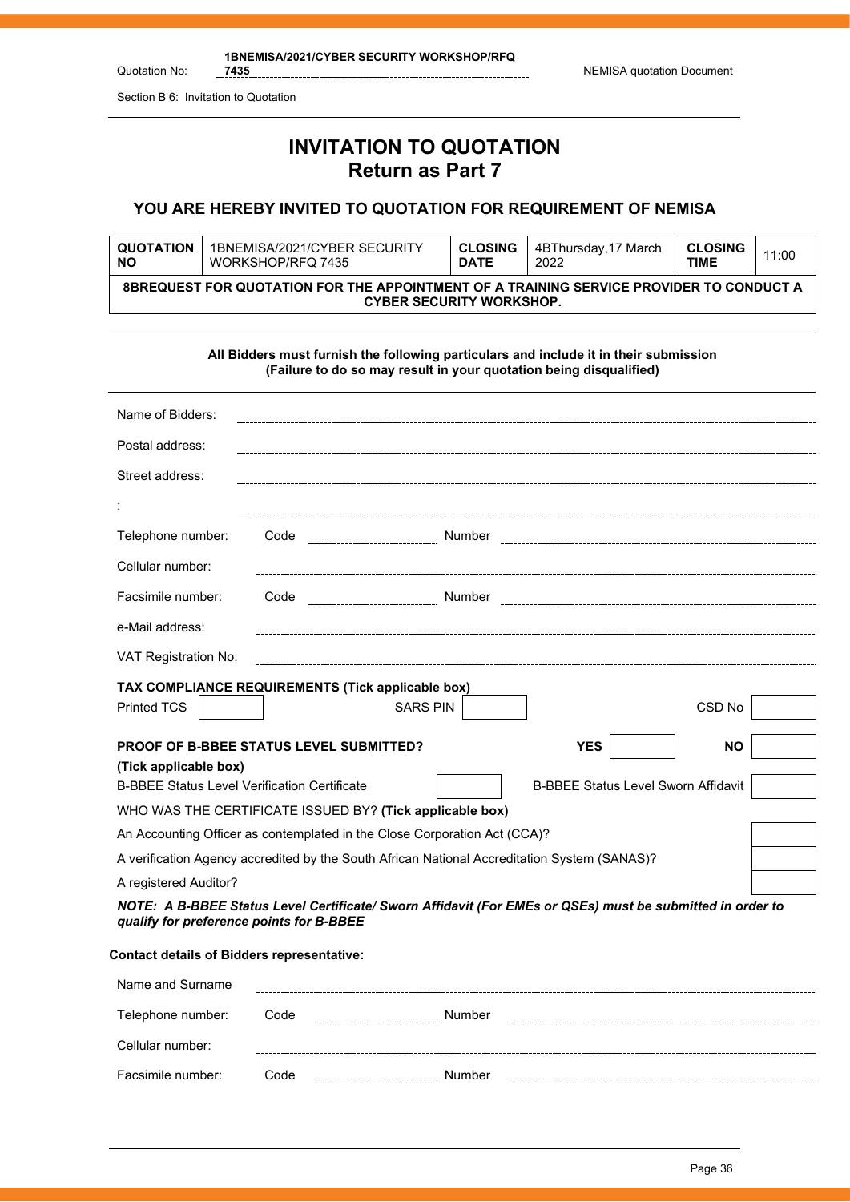# INVITATION TO QUOTATION

## Return as Part 7

### YOU ARE HEREBY INVITED TO QUOTATION FOR REQUIREMENT OF NEMISA

| **QUOTATION NO** | 1BNEMISA/2021/CYBER SECURITY WORKSHOP/RFQ 7435 | **CLOSING DATE** | 4BThursday,17 March 2022 | **CLOSING TIME** | 11:00 |
|---|---|---|---|---|---|
| **8BREQUEST FOR QUOTATION FOR THE APPOINTMENT OF A TRAINING SERVICE PROVIDER TO CONDUCT A CYBER SECURITY WORKSHOP.** | | | | | |

**All Bidders must furnish the following particulars and include it in their submission**
**(Failure to do so may result in your quotation being disqualified)**

Name of Bidders: ____________________

Postal address: ____________________

Street address: ____________________

: ____________________

Telephone number: Code __________ Number ____________________

Cellular number: ____________________

Facsimile number: Code __________ Number ____________________

e-Mail address: ____________________

VAT Registration No: ____________________

**TAX COMPLIANCE REQUIREMENTS (Tick applicable box)**

| Printed TCS | | SARS PIN | | CSD No | |
|---|---|---|---|---|---|

| **PROOF OF B-BBEE STATUS LEVEL SUBMITTED?** | **YES** | | **NO** | |
|---|---|---|---|---|

**(Tick applicable box)**

| B-BBEE Status Level Verification Certificate | | B-BBEE Status Level Sworn Affidavit | |
|---|---|---|---|

WHO WAS THE CERTIFICATE ISSUED BY? **(Tick applicable box)**

| | |
|---|---|
| An Accounting Officer as contemplated in the Close Corporation Act (CCA)? | |
| A verification Agency accredited by the South African National Accreditation System (SANAS)? | |
| A registered Auditor? | |

***NOTE: A B-BBEE Status Level Certificate/ Sworn Affidavit (For EMEs or QSEs) must be submitted in order to qualify for preference points for B-BBEE***

**Contact details of Bidders representative:**

Name and Surname ____________________

Telephone number: Code __________ Number ____________________

Cellular number: ____________________

Facsimile number: Code __________ Number ____________________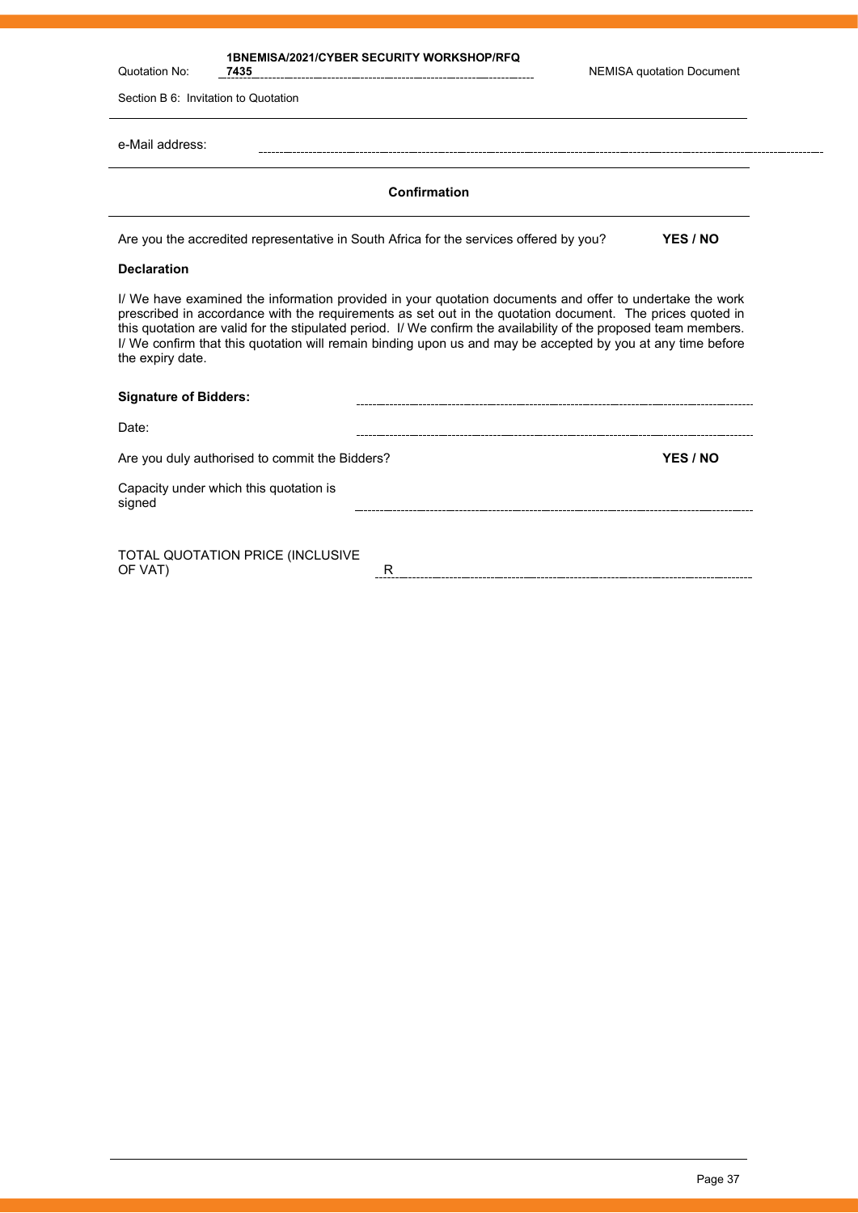e-Mail address: ____________________________________________

**Confirmation**

Are you the accredited representative in South Africa for the services offered by you? **YES / NO**

**Declaration**

I/ We have examined the information provided in your quotation documents and offer to undertake the work prescribed in accordance with the requirements as set out in the quotation document. The prices quoted in this quotation are valid for the stipulated period. I/ We confirm the availability of the proposed team members. I/ We confirm that this quotation will remain binding upon us and may be accepted by you at any time before the expiry date.

**Signature of Bidders:** ____________________________________________

Date: ____________________________________________

Are you duly authorised to commit the Bidders? **YES / NO**

Capacity under which this quotation is signed ____________________________________________

TOTAL QUOTATION PRICE (INCLUSIVE OF VAT) R ____________________________________________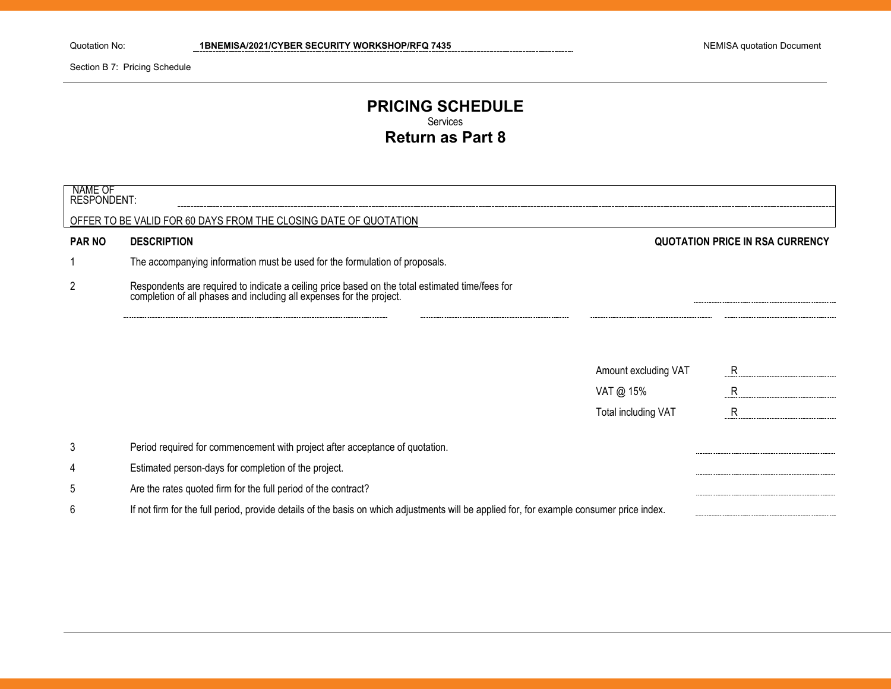Quotation No: 1BNEMISA/2021/CYBER SECURITY WORKSHOP/RFQ 7435 NEMISA quotation Document

Section B 7: Pricing Schedule

# PRICING SCHEDULE

Services

## Return as Part 8

NAME OF RESPONDENT: ______________________________

OFFER TO BE VALID FOR 60 DAYS FROM THE CLOSING DATE OF QUOTATION

| PAR NO | DESCRIPTION | QUOTATION PRICE IN RSA CURRENCY |
|---|---|---|
| 1 | The accompanying information must be used for the formulation of proposals. | |
| 2 | Respondents are required to indicate a ceiling price based on the total estimated time/fees for completion of all phases and including all expenses for the project. | ______________ |
| | Amount excluding VAT | R ______________ |
| | VAT @ 15% | R ______________ |
| | Total including VAT | R ______________ |
| 3 | Period required for commencement with project after acceptance of quotation. | ______________ |
| 4 | Estimated person-days for completion of the project. | ______________ |
| 5 | Are the rates quoted firm for the full period of the contract? | ______________ |
| 6 | If not firm for the full period, provide details of the basis on which adjustments will be applied for, for example consumer price index. | ______________ |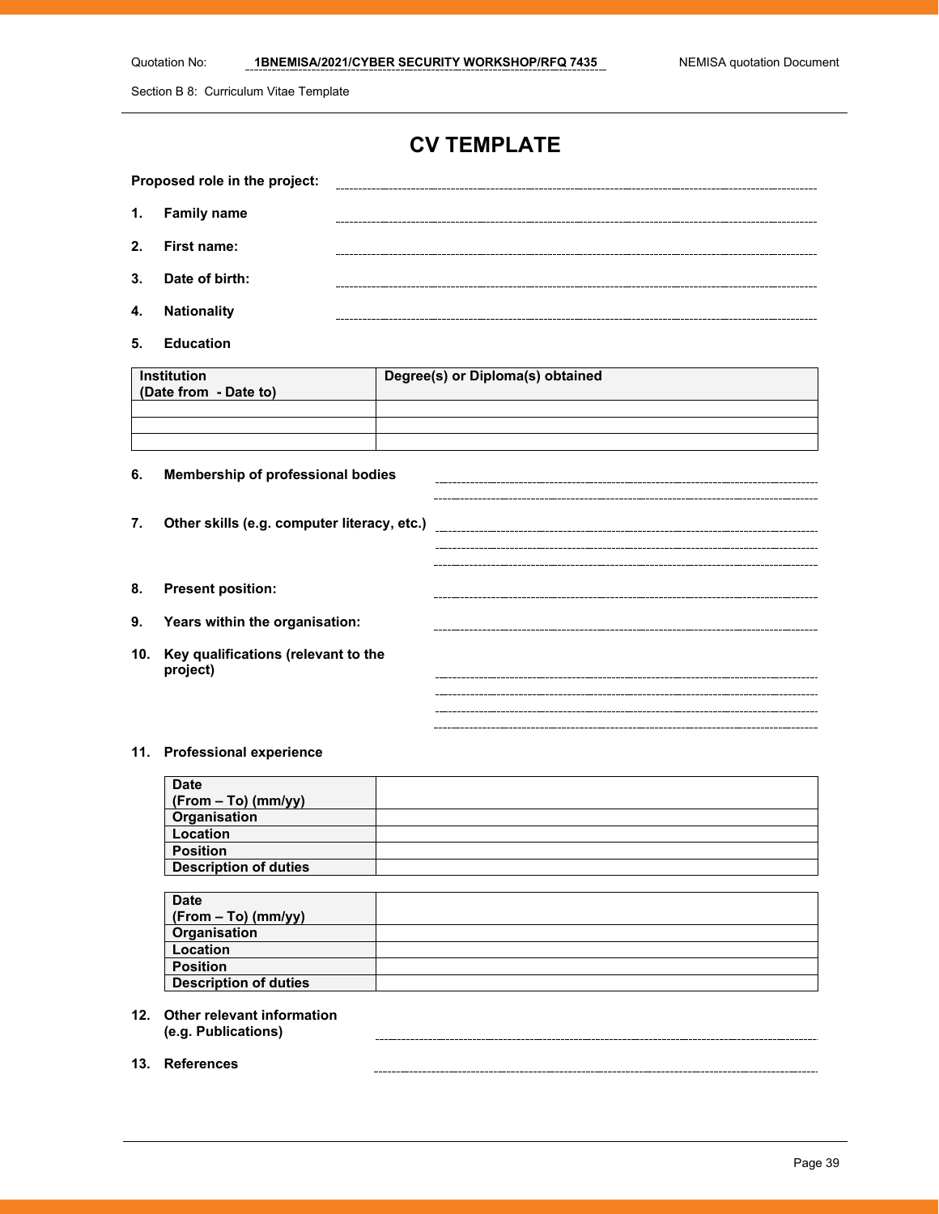Section B 8: Curriculum Vitae Template

# CV TEMPLATE

**Proposed role in the project:** ..............................................................................

1. **Family name** ..............................................................................
2. **First name:** ..............................................................................
3. **Date of birth:** ..............................................................................
4. **Nationality** ..............................................................................
5. **Education**

| Institution<br>(Date from - Date to) | Degree(s) or Diploma(s) obtained |
|---|---|
| | |
| | |
| | |

6. **Membership of professional bodies** ..............................................................................
..............................................................................
7. **Other skills (e.g. computer literacy, etc.)** ..............................................................................
..............................................................................
..............................................................................
8. **Present position:** ..............................................................................
9. **Years within the organisation:** ..............................................................................
10. **Key qualifications (relevant to the project)**
..............................................................................
..............................................................................
..............................................................................
..............................................................................
11. **Professional experience**

| | |
|---|---|
| **Date<br>(From – To) (mm/yy)** | |
| **Organisation** | |
| **Location** | |
| **Position** | |
| **Description of duties** | |

| | |
|---|---|
| **Date<br>(From – To) (mm/yy)** | |
| **Organisation** | |
| **Location** | |
| **Position** | |
| **Description of duties** | |

12. **Other relevant information (e.g. Publications)** ..............................................................................
13. **References** ..............................................................................